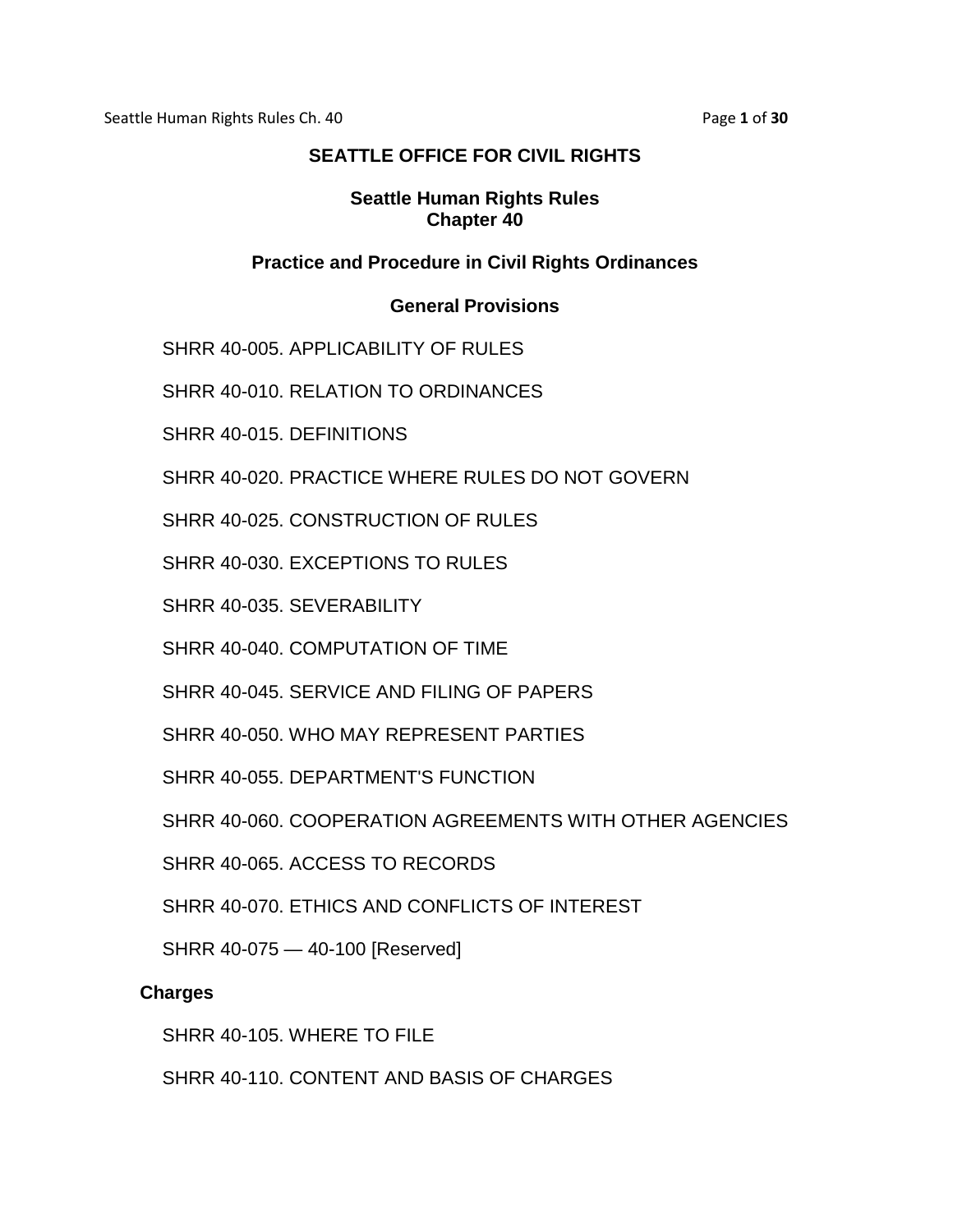# SEATTLE OFFICE FOR CIVIL RIGHTS

## Seattle Human Rights Rules
## Chapter 40

### Practice and Procedure in Civil Rights Ordinances

#### General Provisions

SHRR 40-005. APPLICABILITY OF RULES

SHRR 40-010. RELATION TO ORDINANCES

SHRR 40-015. DEFINITIONS

SHRR 40-020. PRACTICE WHERE RULES DO NOT GOVERN

SHRR 40-025. CONSTRUCTION OF RULES

SHRR 40-030. EXCEPTIONS TO RULES

SHRR 40-035. SEVERABILITY

SHRR 40-040. COMPUTATION OF TIME

SHRR 40-045. SERVICE AND FILING OF PAPERS

SHRR 40-050. WHO MAY REPRESENT PARTIES

SHRR 40-055. DEPARTMENT'S FUNCTION

SHRR 40-060. COOPERATION AGREEMENTS WITH OTHER AGENCIES

SHRR 40-065. ACCESS TO RECORDS

SHRR 40-070. ETHICS AND CONFLICTS OF INTEREST

SHRR 40-075 — 40-100 [Reserved]

#### Charges

SHRR 40-105. WHERE TO FILE

SHRR 40-110. CONTENT AND BASIS OF CHARGES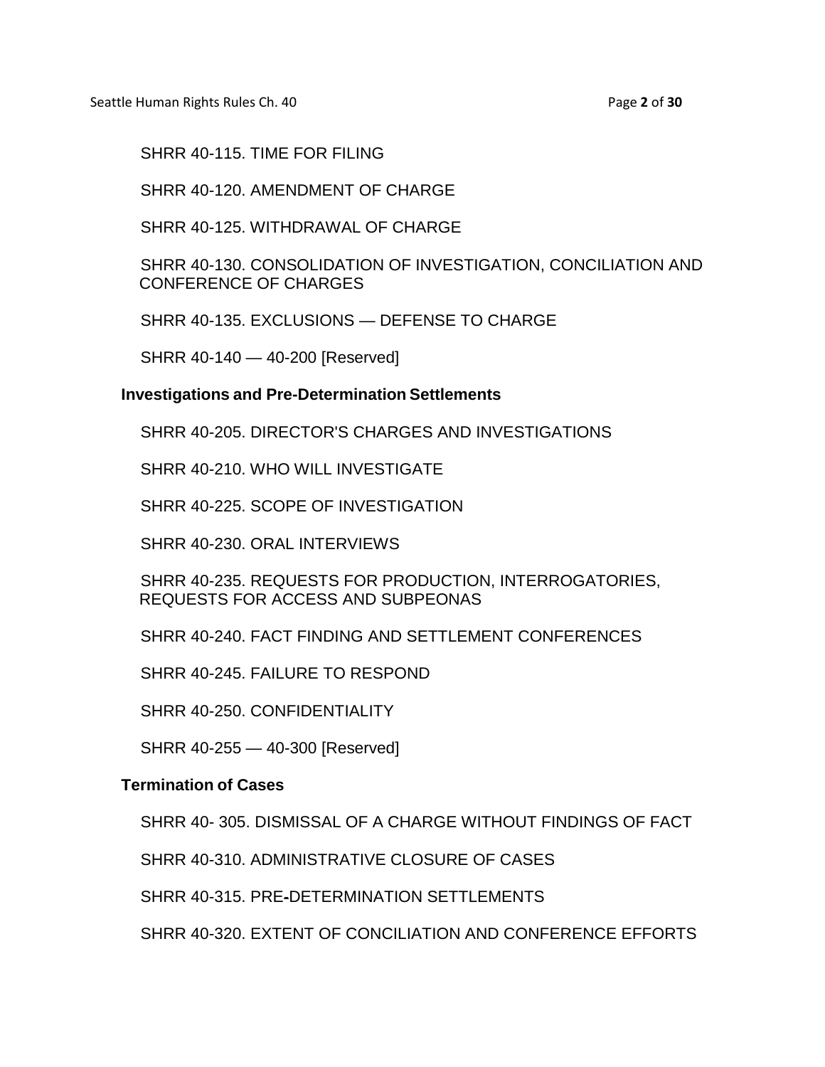SHRR 40-115. TIME FOR FILING

SHRR 40-120. AMENDMENT OF CHARGE

SHRR 40-125. WITHDRAWAL OF CHARGE

SHRR 40-130. CONSOLIDATION OF INVESTIGATION, CONCILIATION AND CONFERENCE OF CHARGES

SHRR 40-135. EXCLUSIONS — DEFENSE TO CHARGE

SHRR 40-140 — 40-200 [Reserved]

**Investigations and Pre-Determination Settlements**

SHRR 40-205. DIRECTOR'S CHARGES AND INVESTIGATIONS

SHRR 40-210. WHO WILL INVESTIGATE

SHRR 40-225. SCOPE OF INVESTIGATION

SHRR 40-230. ORAL INTERVIEWS

SHRR 40-235. REQUESTS FOR PRODUCTION, INTERROGATORIES, REQUESTS FOR ACCESS AND SUBPEONAS

SHRR 40-240. FACT FINDING AND SETTLEMENT CONFERENCES

SHRR 40-245. FAILURE TO RESPOND

SHRR 40-250. CONFIDENTIALITY

SHRR 40-255 — 40-300 [Reserved]

**Termination of Cases**

SHRR 40- 305. DISMISSAL OF A CHARGE WITHOUT FINDINGS OF FACT

SHRR 40-310. ADMINISTRATIVE CLOSURE OF CASES

SHRR 40-315. PRE-DETERMINATION SETTLEMENTS

SHRR 40-320. EXTENT OF CONCILIATION AND CONFERENCE EFFORTS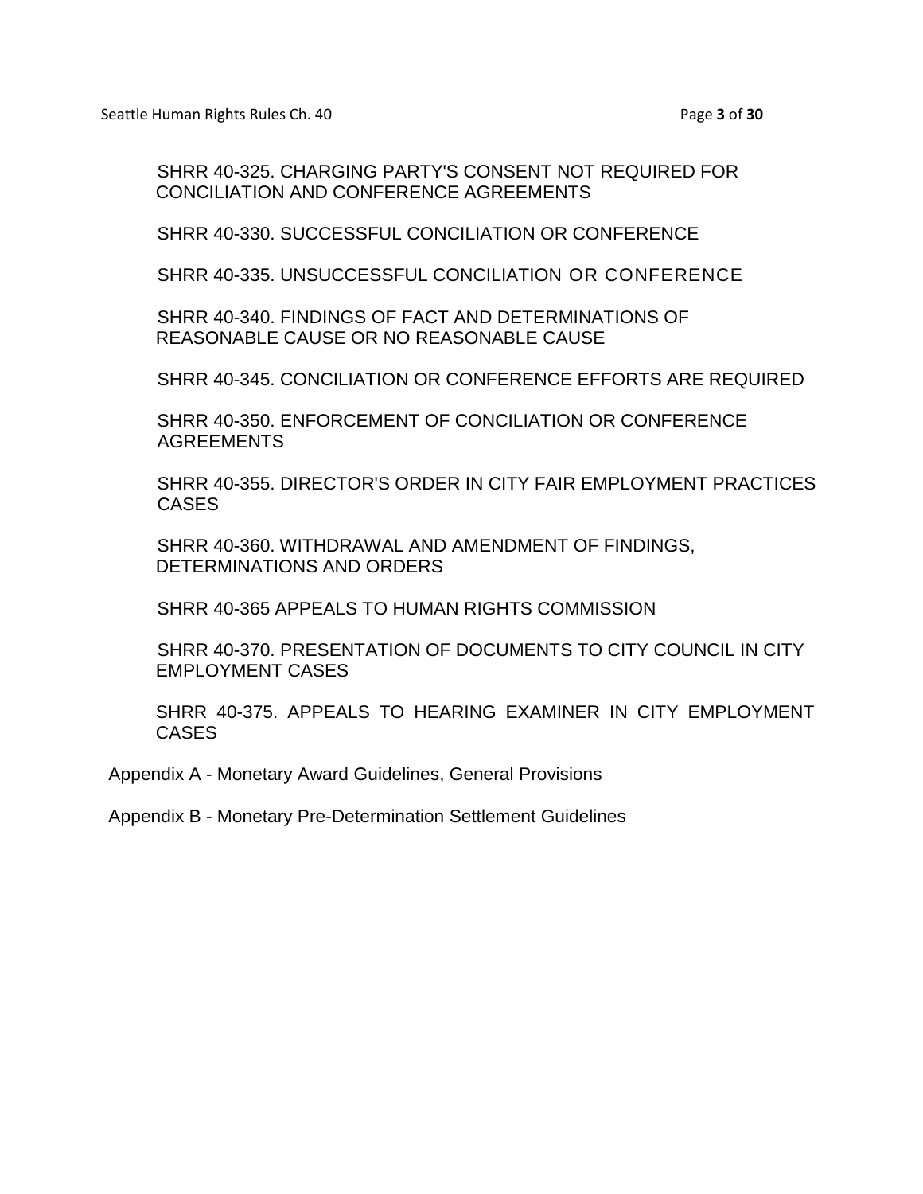SHRR 40-325. CHARGING PARTY'S CONSENT NOT REQUIRED FOR CONCILIATION AND CONFERENCE AGREEMENTS

SHRR 40-330. SUCCESSFUL CONCILIATION OR CONFERENCE

SHRR 40-335. UNSUCCESSFUL CONCILIATION OR CONFERENCE

SHRR 40-340. FINDINGS OF FACT AND DETERMINATIONS OF REASONABLE CAUSE OR NO REASONABLE CAUSE

SHRR 40-345. CONCILIATION OR CONFERENCE EFFORTS ARE REQUIRED

SHRR 40-350. ENFORCEMENT OF CONCILIATION OR CONFERENCE AGREEMENTS

SHRR 40-355. DIRECTOR'S ORDER IN CITY FAIR EMPLOYMENT PRACTICES CASES

SHRR 40-360. WITHDRAWAL AND AMENDMENT OF FINDINGS, DETERMINATIONS AND ORDERS

SHRR 40-365 APPEALS TO HUMAN RIGHTS COMMISSION

SHRR 40-370. PRESENTATION OF DOCUMENTS TO CITY COUNCIL IN CITY EMPLOYMENT CASES

SHRR 40-375. APPEALS TO HEARING EXAMINER IN CITY EMPLOYMENT CASES

Appendix A - Monetary Award Guidelines, General Provisions

Appendix B - Monetary Pre-Determination Settlement Guidelines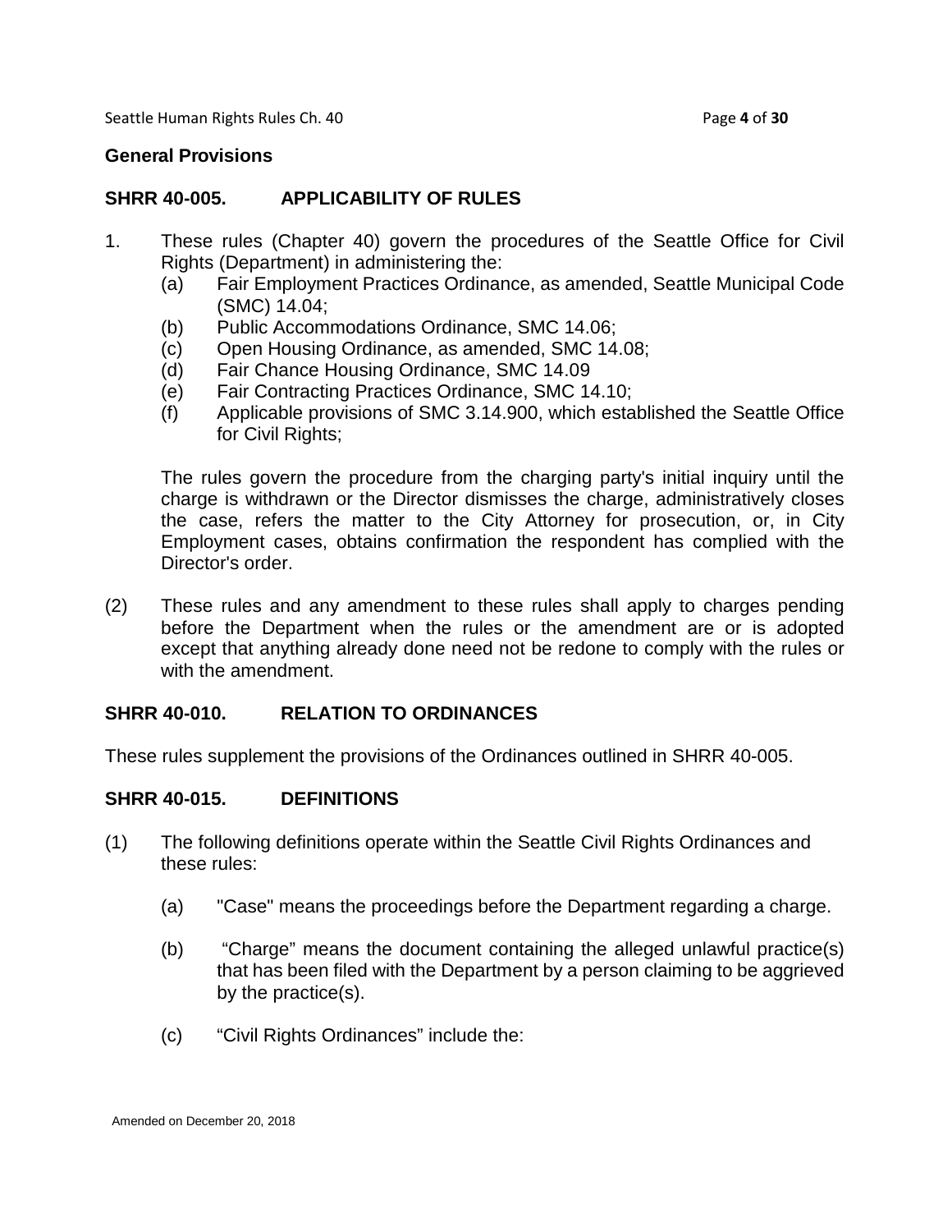## General Provisions

### SHRR 40-005. APPLICABILITY OF RULES

1. These rules (Chapter 40) govern the procedures of the Seattle Office for Civil Rights (Department) in administering the:
   - (a) Fair Employment Practices Ordinance, as amended, Seattle Municipal Code (SMC) 14.04;
   - (b) Public Accommodations Ordinance, SMC 14.06;
   - (c) Open Housing Ordinance, as amended, SMC 14.08;
   - (d) Fair Chance Housing Ordinance, SMC 14.09
   - (e) Fair Contracting Practices Ordinance, SMC 14.10;
   - (f) Applicable provisions of SMC 3.14.900, which established the Seattle Office for Civil Rights;

   The rules govern the procedure from the charging party's initial inquiry until the charge is withdrawn or the Director dismisses the charge, administratively closes the case, refers the matter to the City Attorney for prosecution, or, in City Employment cases, obtains confirmation the respondent has complied with the Director's order.

(2) These rules and any amendment to these rules shall apply to charges pending before the Department when the rules or the amendment are or is adopted except that anything already done need not be redone to comply with the rules or with the amendment.

### SHRR 40-010. RELATION TO ORDINANCES

These rules supplement the provisions of the Ordinances outlined in SHRR 40-005.

### SHRR 40-015. DEFINITIONS

(1) The following definitions operate within the Seattle Civil Rights Ordinances and these rules:

   (a) "Case" means the proceedings before the Department regarding a charge.

   (b) "Charge" means the document containing the alleged unlawful practice(s) that has been filed with the Department by a person claiming to be aggrieved by the practice(s).

   (c) "Civil Rights Ordinances" include the:

Amended on December 20, 2018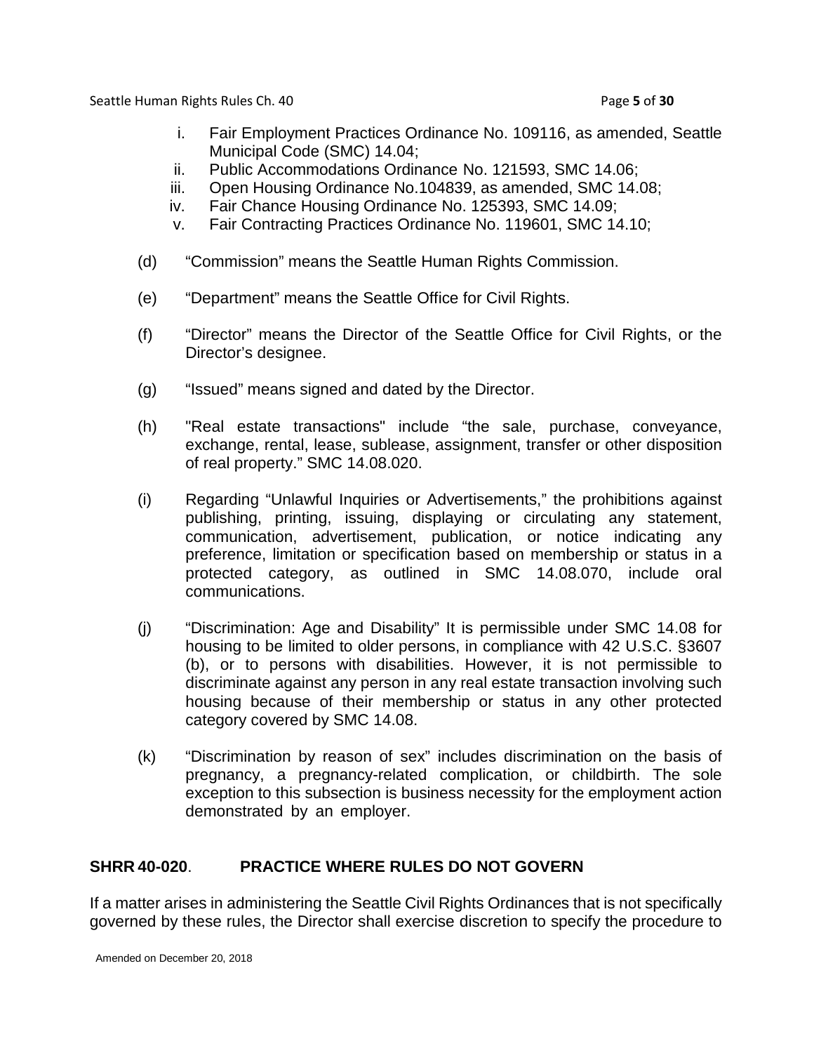i. Fair Employment Practices Ordinance No. 109116, as amended, Seattle Municipal Code (SMC) 14.04;
ii. Public Accommodations Ordinance No. 121593, SMC 14.06;
iii. Open Housing Ordinance No.104839, as amended, SMC 14.08;
iv. Fair Chance Housing Ordinance No. 125393, SMC 14.09;
v. Fair Contracting Practices Ordinance No. 119601, SMC 14.10;

(d) “Commission” means the Seattle Human Rights Commission.

(e) “Department” means the Seattle Office for Civil Rights.

(f) “Director” means the Director of the Seattle Office for Civil Rights, or the Director’s designee.

(g) “Issued” means signed and dated by the Director.

(h) "Real estate transactions" include “the sale, purchase, conveyance, exchange, rental, lease, sublease, assignment, transfer or other disposition of real property.” SMC 14.08.020.

(i) Regarding “Unlawful Inquiries or Advertisements,” the prohibitions against publishing, printing, issuing, displaying or circulating any statement, communication, advertisement, publication, or notice indicating any preference, limitation or specification based on membership or status in a protected category, as outlined in SMC 14.08.070, include oral communications.

(j) “Discrimination: Age and Disability” It is permissible under SMC 14.08 for housing to be limited to older persons, in compliance with 42 U.S.C. §3607 (b), or to persons with disabilities. However, it is not permissible to discriminate against any person in any real estate transaction involving such housing because of their membership or status in any other protected category covered by SMC 14.08.

(k) “Discrimination by reason of sex” includes discrimination on the basis of pregnancy, a pregnancy-related complication, or childbirth. The sole exception to this subsection is business necessity for the employment action demonstrated by an employer.

## SHRR 40-020. PRACTICE WHERE RULES DO NOT GOVERN

If a matter arises in administering the Seattle Civil Rights Ordinances that is not specifically governed by these rules, the Director shall exercise discretion to specify the procedure to

Amended on December 20, 2018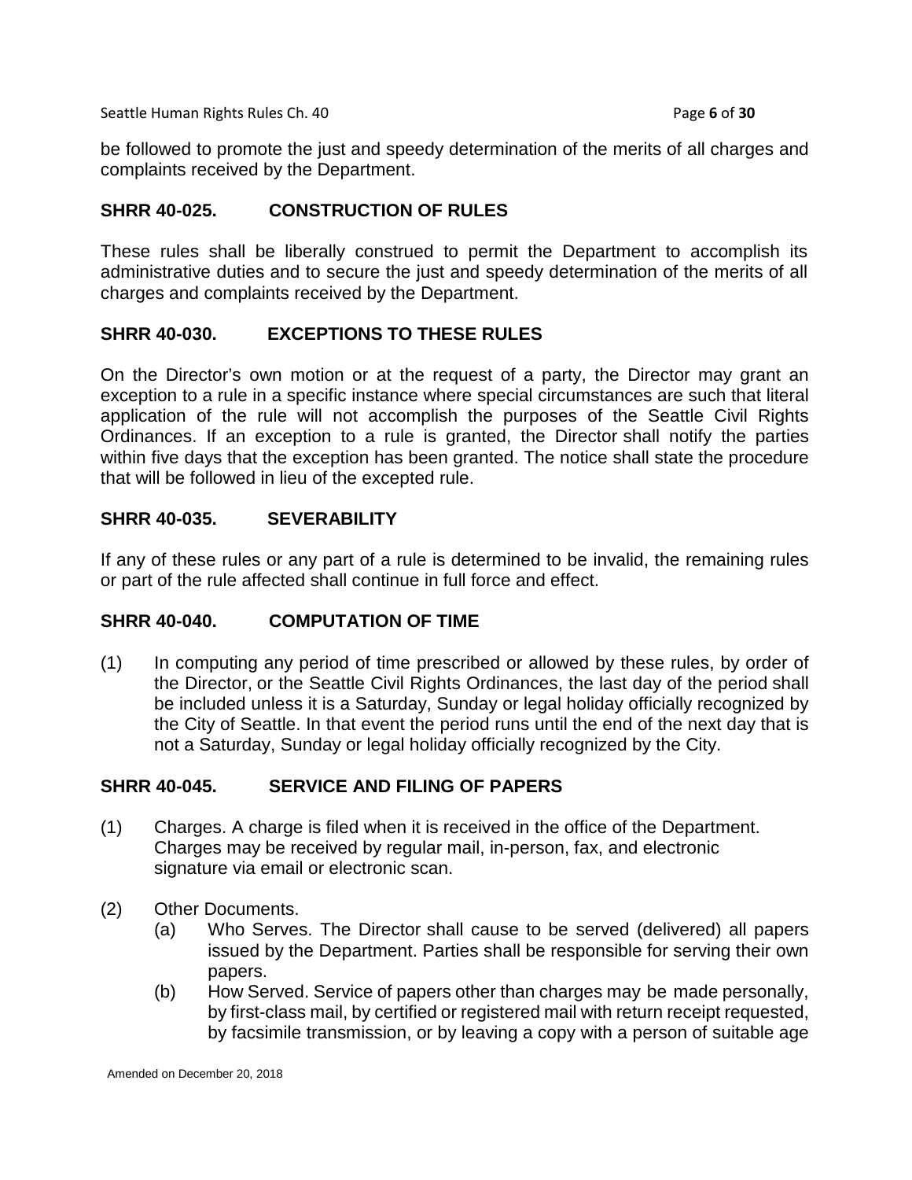be followed to promote the just and speedy determination of the merits of all charges and complaints received by the Department.

## SHRR 40-025. CONSTRUCTION OF RULES

These rules shall be liberally construed to permit the Department to accomplish its administrative duties and to secure the just and speedy determination of the merits of all charges and complaints received by the Department.

## SHRR 40-030. EXCEPTIONS TO THESE RULES

On the Director's own motion or at the request of a party, the Director may grant an exception to a rule in a specific instance where special circumstances are such that literal application of the rule will not accomplish the purposes of the Seattle Civil Rights Ordinances. If an exception to a rule is granted, the Director shall notify the parties within five days that the exception has been granted. The notice shall state the procedure that will be followed in lieu of the excepted rule.

## SHRR 40-035. SEVERABILITY

If any of these rules or any part of a rule is determined to be invalid, the remaining rules or part of the rule affected shall continue in full force and effect.

## SHRR 40-040. COMPUTATION OF TIME

(1) In computing any period of time prescribed or allowed by these rules, by order of the Director, or the Seattle Civil Rights Ordinances, the last day of the period shall be included unless it is a Saturday, Sunday or legal holiday officially recognized by the City of Seattle. In that event the period runs until the end of the next day that is not a Saturday, Sunday or legal holiday officially recognized by the City.

## SHRR 40-045. SERVICE AND FILING OF PAPERS

(1) Charges. A charge is filed when it is received in the office of the Department. Charges may be received by regular mail, in-person, fax, and electronic signature via email or electronic scan.

(2) Other Documents.
   (a) Who Serves. The Director shall cause to be served (delivered) all papers issued by the Department. Parties shall be responsible for serving their own papers.
   (b) How Served. Service of papers other than charges may be made personally, by first-class mail, by certified or registered mail with return receipt requested, by facsimile transmission, or by leaving a copy with a person of suitable age

Amended on December 20, 2018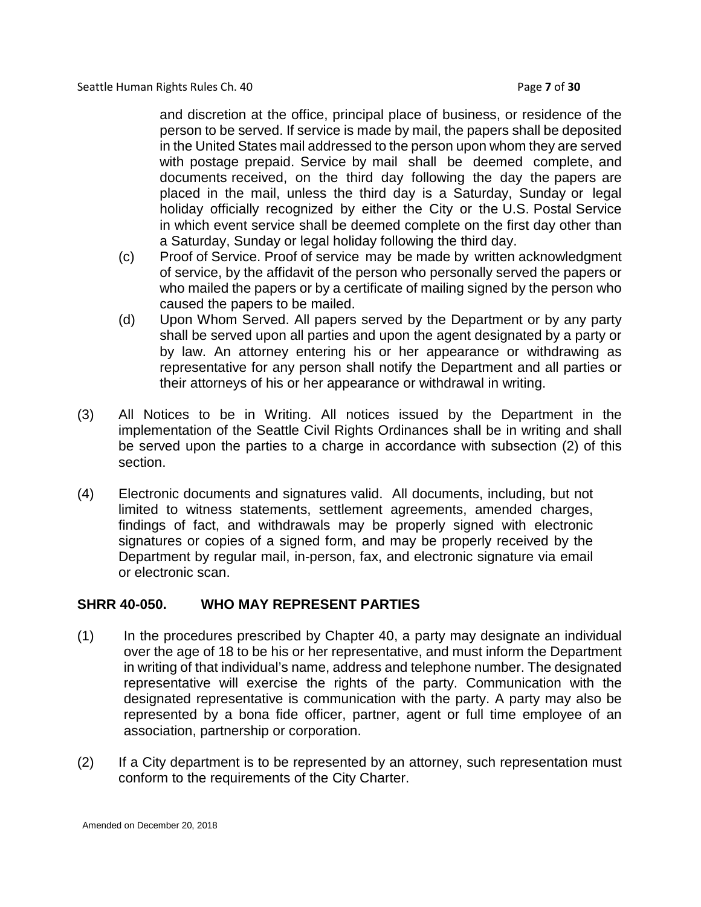and discretion at the office, principal place of business, or residence of the person to be served. If service is made by mail, the papers shall be deposited in the United States mail addressed to the person upon whom they are served with postage prepaid. Service by mail shall be deemed complete, and documents received, on the third day following the day the papers are placed in the mail, unless the third day is a Saturday, Sunday or legal holiday officially recognized by either the City or the U.S. Postal Service in which event service shall be deemed complete on the first day other than a Saturday, Sunday or legal holiday following the third day.

(c) Proof of Service. Proof of service may be made by written acknowledgment of service, by the affidavit of the person who personally served the papers or who mailed the papers or by a certificate of mailing signed by the person who caused the papers to be mailed.

(d) Upon Whom Served. All papers served by the Department or by any party shall be served upon all parties and upon the agent designated by a party or by law. An attorney entering his or her appearance or withdrawing as representative for any person shall notify the Department and all parties or their attorneys of his or her appearance or withdrawal in writing.

(3) All Notices to be in Writing. All notices issued by the Department in the implementation of the Seattle Civil Rights Ordinances shall be in writing and shall be served upon the parties to a charge in accordance with subsection (2) of this section.

(4) Electronic documents and signatures valid. All documents, including, but not limited to witness statements, settlement agreements, amended charges, findings of fact, and withdrawals may be properly signed with electronic signatures or copies of a signed form, and may be properly received by the Department by regular mail, in-person, fax, and electronic signature via email or electronic scan.

## SHRR 40-050. WHO MAY REPRESENT PARTIES

(1) In the procedures prescribed by Chapter 40, a party may designate an individual over the age of 18 to be his or her representative, and must inform the Department in writing of that individual's name, address and telephone number. The designated representative will exercise the rights of the party. Communication with the designated representative is communication with the party. A party may also be represented by a bona fide officer, partner, agent or full time employee of an association, partnership or corporation.

(2) If a City department is to be represented by an attorney, such representation must conform to the requirements of the City Charter.

Amended on December 20, 2018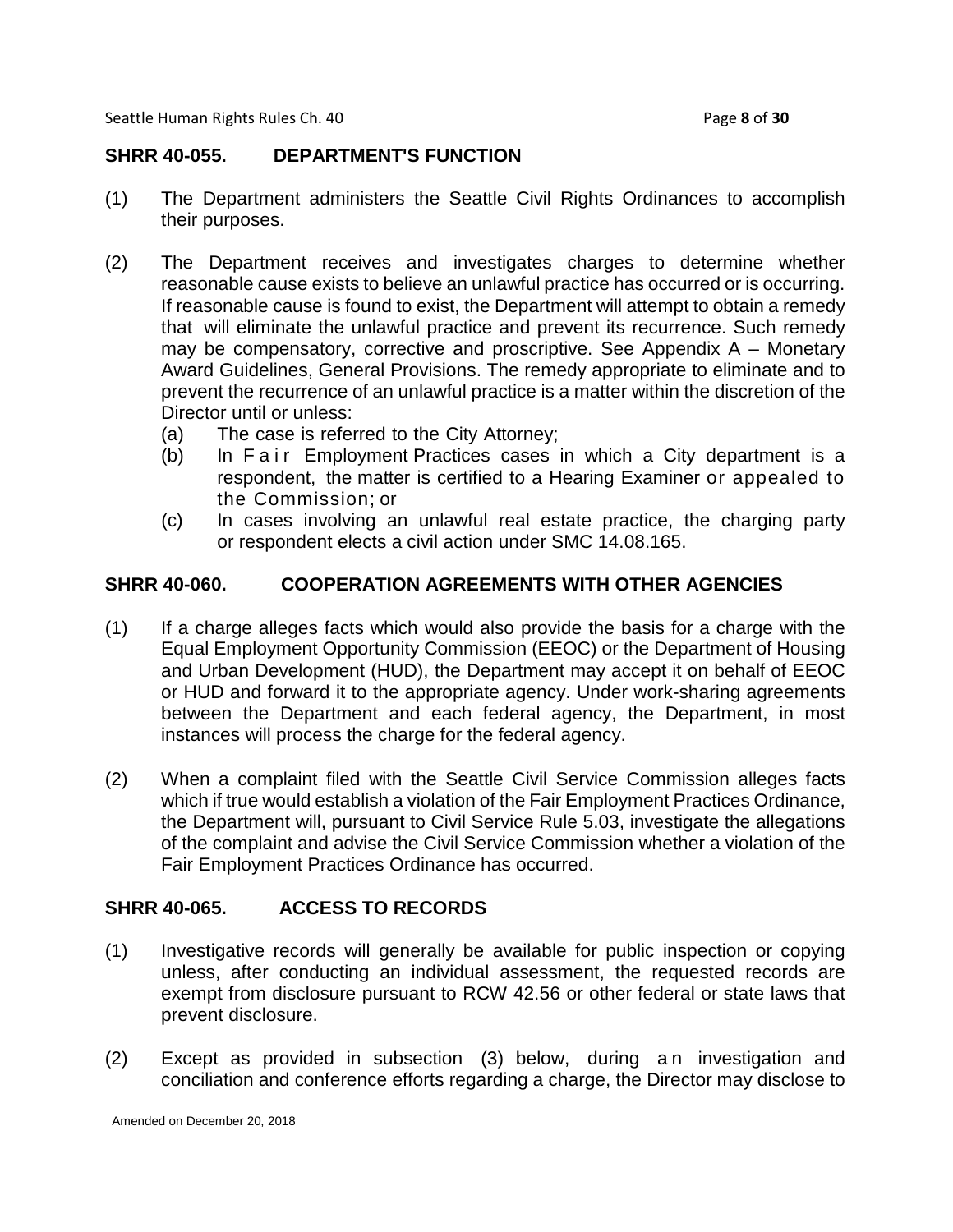## SHRR 40-055. DEPARTMENT'S FUNCTION

(1) The Department administers the Seattle Civil Rights Ordinances to accomplish their purposes.

(2) The Department receives and investigates charges to determine whether reasonable cause exists to believe an unlawful practice has occurred or is occurring. If reasonable cause is found to exist, the Department will attempt to obtain a remedy that will eliminate the unlawful practice and prevent its recurrence. Such remedy may be compensatory, corrective and proscriptive. See Appendix A – Monetary Award Guidelines, General Provisions. The remedy appropriate to eliminate and to prevent the recurrence of an unlawful practice is a matter within the discretion of the Director until or unless:

   (a) The case is referred to the City Attorney;
   (b) In Fair Employment Practices cases in which a City department is a respondent, the matter is certified to a Hearing Examiner or appealed to the Commission; or
   (c) In cases involving an unlawful real estate practice, the charging party or respondent elects a civil action under SMC 14.08.165.

## SHRR 40-060. COOPERATION AGREEMENTS WITH OTHER AGENCIES

(1) If a charge alleges facts which would also provide the basis for a charge with the Equal Employment Opportunity Commission (EEOC) or the Department of Housing and Urban Development (HUD), the Department may accept it on behalf of EEOC or HUD and forward it to the appropriate agency. Under work-sharing agreements between the Department and each federal agency, the Department, in most instances will process the charge for the federal agency.

(2) When a complaint filed with the Seattle Civil Service Commission alleges facts which if true would establish a violation of the Fair Employment Practices Ordinance, the Department will, pursuant to Civil Service Rule 5.03, investigate the allegations of the complaint and advise the Civil Service Commission whether a violation of the Fair Employment Practices Ordinance has occurred.

## SHRR 40-065. ACCESS TO RECORDS

(1) Investigative records will generally be available for public inspection or copying unless, after conducting an individual assessment, the requested records are exempt from disclosure pursuant to RCW 42.56 or other federal or state laws that prevent disclosure.

(2) Except as provided in subsection (3) below, during an investigation and conciliation and conference efforts regarding a charge, the Director may disclose to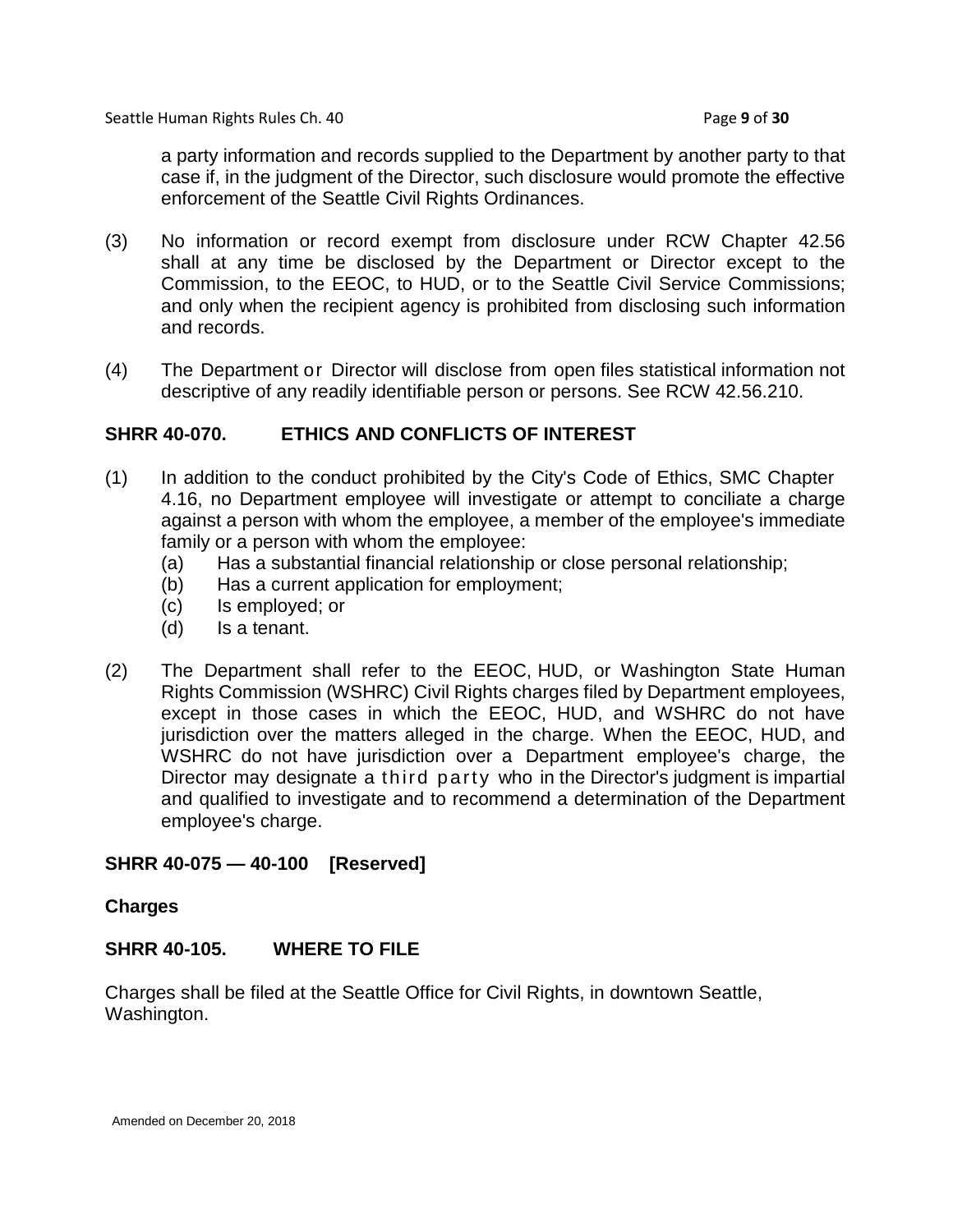a party information and records supplied to the Department by another party to that case if, in the judgment of the Director, such disclosure would promote the effective enforcement of the Seattle Civil Rights Ordinances.

(3) No information or record exempt from disclosure under RCW Chapter 42.56 shall at any time be disclosed by the Department or Director except to the Commission, to the EEOC, to HUD, or to the Seattle Civil Service Commissions; and only when the recipient agency is prohibited from disclosing such information and records.

(4) The Department or Director will disclose from open files statistical information not descriptive of any readily identifiable person or persons. See RCW 42.56.210.

## SHRR 40-070. ETHICS AND CONFLICTS OF INTEREST

(1) In addition to the conduct prohibited by the City's Code of Ethics, SMC Chapter 4.16, no Department employee will investigate or attempt to conciliate a charge against a person with whom the employee, a member of the employee's immediate family or a person with whom the employee:
   - (a) Has a substantial financial relationship or close personal relationship;
   - (b) Has a current application for employment;
   - (c) Is employed; or
   - (d) Is a tenant.

(2) The Department shall refer to the EEOC, HUD, or Washington State Human Rights Commission (WSHRC) Civil Rights charges filed by Department employees, except in those cases in which the EEOC, HUD, and WSHRC do not have jurisdiction over the matters alleged in the charge. When the EEOC, HUD, and WSHRC do not have jurisdiction over a Department employee's charge, the Director may designate a third party who in the Director's judgment is impartial and qualified to investigate and to recommend a determination of the Department employee's charge.

## SHRR 40-075 — 40-100 [Reserved]

## Charges

## SHRR 40-105. WHERE TO FILE

Charges shall be filed at the Seattle Office for Civil Rights, in downtown Seattle, Washington.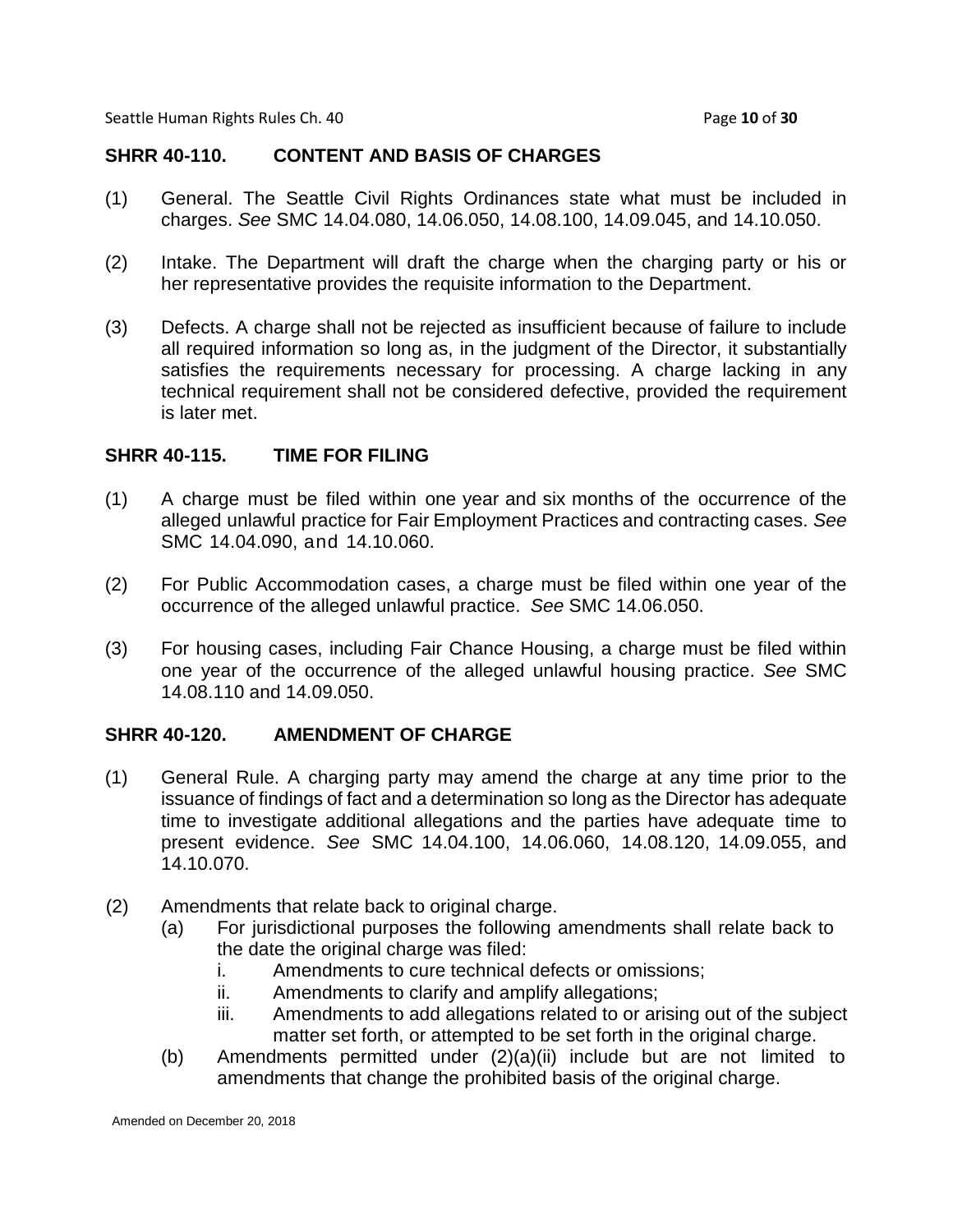## SHRR 40-110. CONTENT AND BASIS OF CHARGES

(1) General. The Seattle Civil Rights Ordinances state what must be included in charges. *See* SMC 14.04.080, 14.06.050, 14.08.100, 14.09.045, and 14.10.050.

(2) Intake. The Department will draft the charge when the charging party or his or her representative provides the requisite information to the Department.

(3) Defects. A charge shall not be rejected as insufficient because of failure to include all required information so long as, in the judgment of the Director, it substantially satisfies the requirements necessary for processing. A charge lacking in any technical requirement shall not be considered defective, provided the requirement is later met.

## SHRR 40-115. TIME FOR FILING

(1) A charge must be filed within one year and six months of the occurrence of the alleged unlawful practice for Fair Employment Practices and contracting cases. *See* SMC 14.04.090, and 14.10.060.

(2) For Public Accommodation cases, a charge must be filed within one year of the occurrence of the alleged unlawful practice. *See* SMC 14.06.050.

(3) For housing cases, including Fair Chance Housing, a charge must be filed within one year of the occurrence of the alleged unlawful housing practice. *See* SMC 14.08.110 and 14.09.050.

## SHRR 40-120. AMENDMENT OF CHARGE

(1) General Rule. A charging party may amend the charge at any time prior to the issuance of findings of fact and a determination so long as the Director has adequate time to investigate additional allegations and the parties have adequate time to present evidence. *See* SMC 14.04.100, 14.06.060, 14.08.120, 14.09.055, and 14.10.070.

(2) Amendments that relate back to original charge.
   - (a) For jurisdictional purposes the following amendments shall relate back to the date the original charge was filed:
     - i. Amendments to cure technical defects or omissions;
     - ii. Amendments to clarify and amplify allegations;
     - iii. Amendments to add allegations related to or arising out of the subject matter set forth, or attempted to be set forth in the original charge.
   - (b) Amendments permitted under (2)(a)(ii) include but are not limited to amendments that change the prohibited basis of the original charge.

Amended on December 20, 2018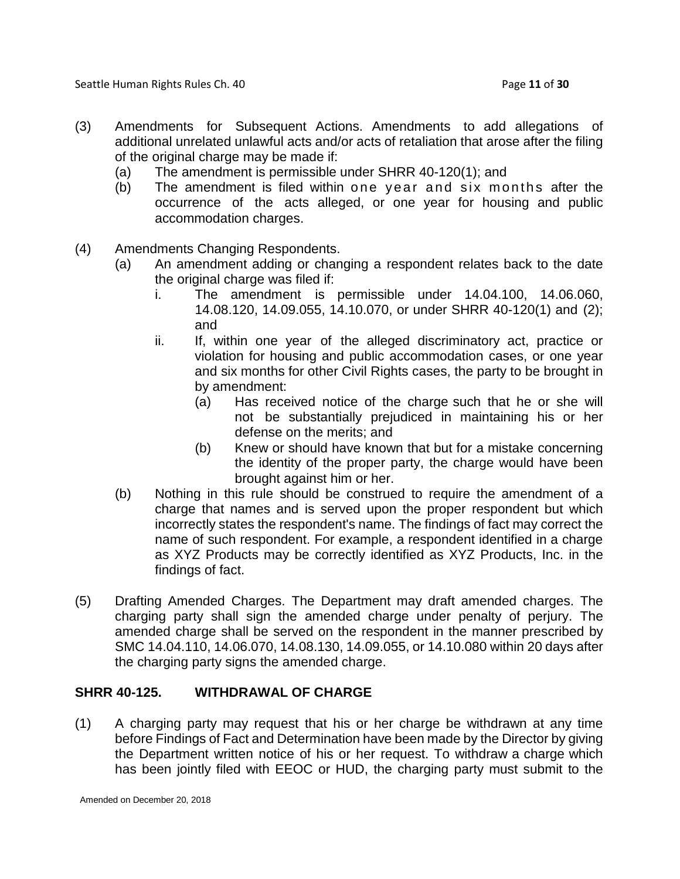(3) Amendments for Subsequent Actions. Amendments to add allegations of additional unrelated unlawful acts and/or acts of retaliation that arose after the filing of the original charge may be made if:
   (a) The amendment is permissible under SHRR 40-120(1); and
   (b) The amendment is filed within one year and six months after the occurrence of the acts alleged, or one year for housing and public accommodation charges.

(4) Amendments Changing Respondents.
   (a) An amendment adding or changing a respondent relates back to the date the original charge was filed if:
      i. The amendment is permissible under 14.04.100, 14.06.060, 14.08.120, 14.09.055, 14.10.070, or under SHRR 40-120(1) and (2); and
      ii. If, within one year of the alleged discriminatory act, practice or violation for housing and public accommodation cases, or one year and six months for other Civil Rights cases, the party to be brought in by amendment:
         (a) Has received notice of the charge such that he or she will not be substantially prejudiced in maintaining his or her defense on the merits; and
         (b) Knew or should have known that but for a mistake concerning the identity of the proper party, the charge would have been brought against him or her.
   (b) Nothing in this rule should be construed to require the amendment of a charge that names and is served upon the proper respondent but which incorrectly states the respondent's name. The findings of fact may correct the name of such respondent. For example, a respondent identified in a charge as XYZ Products may be correctly identified as XYZ Products, Inc. in the findings of fact.

(5) Drafting Amended Charges. The Department may draft amended charges. The charging party shall sign the amended charge under penalty of perjury. The amended charge shall be served on the respondent in the manner prescribed by SMC 14.04.110, 14.06.070, 14.08.130, 14.09.055, or 14.10.080 within 20 days after the charging party signs the amended charge.

## SHRR 40-125. WITHDRAWAL OF CHARGE

(1) A charging party may request that his or her charge be withdrawn at any time before Findings of Fact and Determination have been made by the Director by giving the Department written notice of his or her request. To withdraw a charge which has been jointly filed with EEOC or HUD, the charging party must submit to the

Amended on December 20, 2018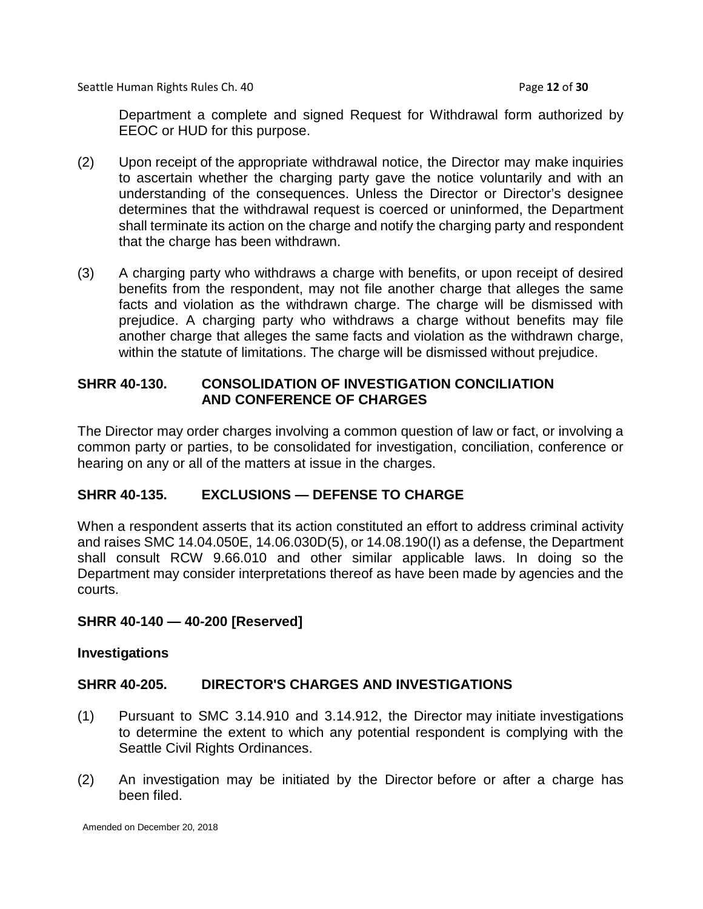Department a complete and signed Request for Withdrawal form authorized by EEOC or HUD for this purpose.

(2) Upon receipt of the appropriate withdrawal notice, the Director may make inquiries to ascertain whether the charging party gave the notice voluntarily and with an understanding of the consequences. Unless the Director or Director's designee determines that the withdrawal request is coerced or uninformed, the Department shall terminate its action on the charge and notify the charging party and respondent that the charge has been withdrawn.

(3) A charging party who withdraws a charge with benefits, or upon receipt of desired benefits from the respondent, may not file another charge that alleges the same facts and violation as the withdrawn charge. The charge will be dismissed with prejudice. A charging party who withdraws a charge without benefits may file another charge that alleges the same facts and violation as the withdrawn charge, within the statute of limitations. The charge will be dismissed without prejudice.

## SHRR 40-130. CONSOLIDATION OF INVESTIGATION CONCILIATION AND CONFERENCE OF CHARGES

The Director may order charges involving a common question of law or fact, or involving a common party or parties, to be consolidated for investigation, conciliation, conference or hearing on any or all of the matters at issue in the charges.

## SHRR 40-135. EXCLUSIONS — DEFENSE TO CHARGE

When a respondent asserts that its action constituted an effort to address criminal activity and raises SMC 14.04.050E, 14.06.030D(5), or 14.08.190(I) as a defense, the Department shall consult RCW 9.66.010 and other similar applicable laws. In doing so the Department may consider interpretations thereof as have been made by agencies and the courts.

## SHRR 40-140 — 40-200 [Reserved]

## Investigations

## SHRR 40-205. DIRECTOR'S CHARGES AND INVESTIGATIONS

(1) Pursuant to SMC 3.14.910 and 3.14.912, the Director may initiate investigations to determine the extent to which any potential respondent is complying with the Seattle Civil Rights Ordinances.

(2) An investigation may be initiated by the Director before or after a charge has been filed.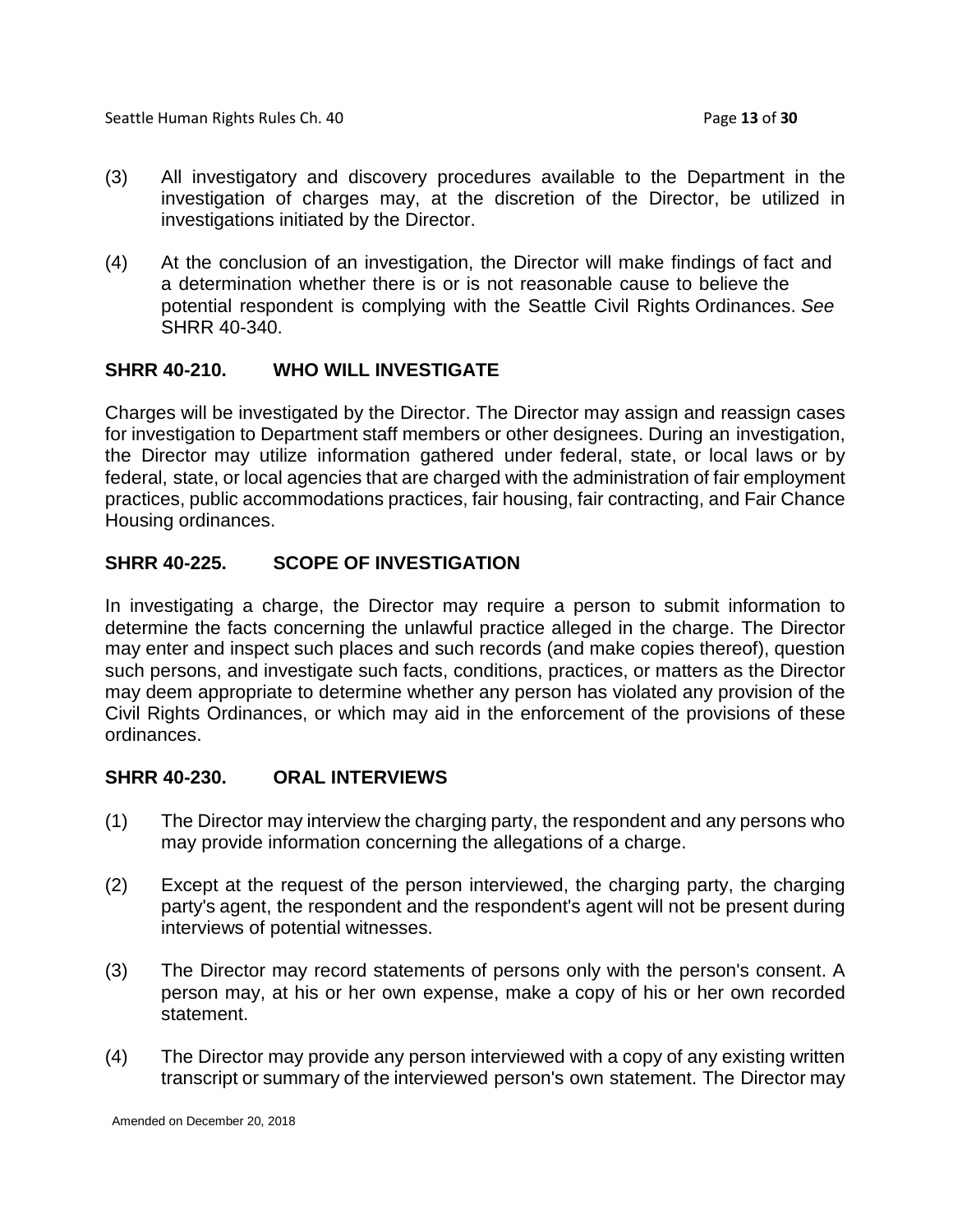(3) All investigatory and discovery procedures available to the Department in the investigation of charges may, at the discretion of the Director, be utilized in investigations initiated by the Director.

(4) At the conclusion of an investigation, the Director will make findings of fact and a determination whether there is or is not reasonable cause to believe the potential respondent is complying with the Seattle Civil Rights Ordinances. *See* SHRR 40-340.

## SHRR 40-210. WHO WILL INVESTIGATE

Charges will be investigated by the Director. The Director may assign and reassign cases for investigation to Department staff members or other designees. During an investigation, the Director may utilize information gathered under federal, state, or local laws or by federal, state, or local agencies that are charged with the administration of fair employment practices, public accommodations practices, fair housing, fair contracting, and Fair Chance Housing ordinances.

## SHRR 40-225. SCOPE OF INVESTIGATION

In investigating a charge, the Director may require a person to submit information to determine the facts concerning the unlawful practice alleged in the charge. The Director may enter and inspect such places and such records (and make copies thereof), question such persons, and investigate such facts, conditions, practices, or matters as the Director may deem appropriate to determine whether any person has violated any provision of the Civil Rights Ordinances, or which may aid in the enforcement of the provisions of these ordinances.

## SHRR 40-230. ORAL INTERVIEWS

(1) The Director may interview the charging party, the respondent and any persons who may provide information concerning the allegations of a charge.

(2) Except at the request of the person interviewed, the charging party, the charging party's agent, the respondent and the respondent's agent will not be present during interviews of potential witnesses.

(3) The Director may record statements of persons only with the person's consent. A person may, at his or her own expense, make a copy of his or her own recorded statement.

(4) The Director may provide any person interviewed with a copy of any existing written transcript or summary of the interviewed person's own statement. The Director may

Amended on December 20, 2018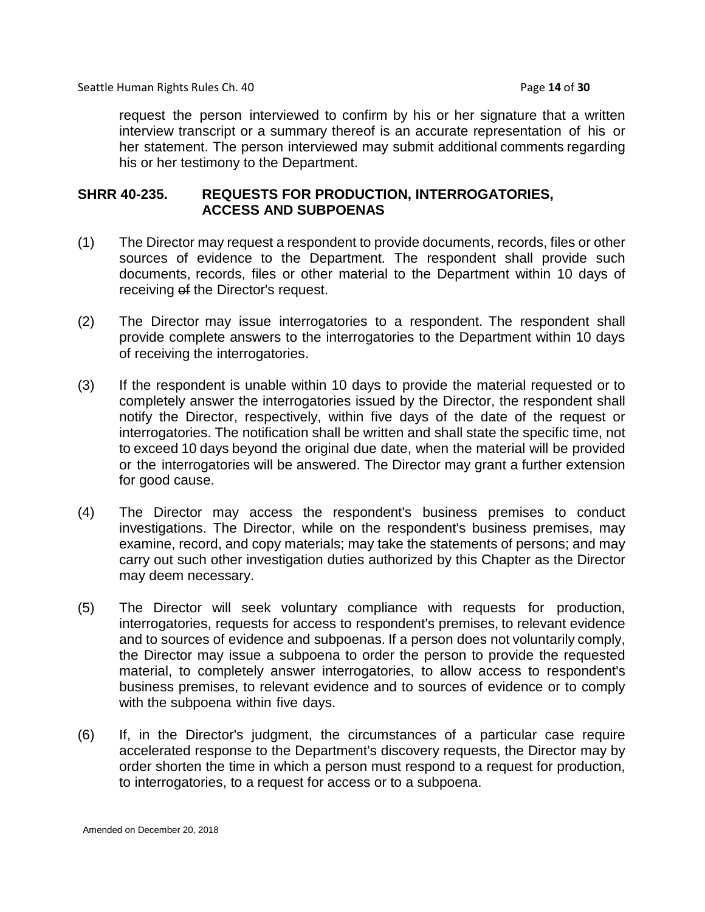request the person interviewed to confirm by his or her signature that a written interview transcript or a summary thereof is an accurate representation of his or her statement. The person interviewed may submit additional comments regarding his or her testimony to the Department.

## SHRR 40-235. REQUESTS FOR PRODUCTION, INTERROGATORIES, ACCESS AND SUBPOENAS

(1) The Director may request a respondent to provide documents, records, files or other sources of evidence to the Department. The respondent shall provide such documents, records, files or other material to the Department within 10 days of receiving ~~of~~ the Director's request.

(2) The Director may issue interrogatories to a respondent. The respondent shall provide complete answers to the interrogatories to the Department within 10 days of receiving the interrogatories.

(3) If the respondent is unable within 10 days to provide the material requested or to completely answer the interrogatories issued by the Director, the respondent shall notify the Director, respectively, within five days of the date of the request or interrogatories. The notification shall be written and shall state the specific time, not to exceed 10 days beyond the original due date, when the material will be provided or the interrogatories will be answered. The Director may grant a further extension for good cause.

(4) The Director may access the respondent's business premises to conduct investigations. The Director, while on the respondent's business premises, may examine, record, and copy materials; may take the statements of persons; and may carry out such other investigation duties authorized by this Chapter as the Director may deem necessary.

(5) The Director will seek voluntary compliance with requests for production, interrogatories, requests for access to respondent's premises, to relevant evidence and to sources of evidence and subpoenas. If a person does not voluntarily comply, the Director may issue a subpoena to order the person to provide the requested material, to completely answer interrogatories, to allow access to respondent's business premises, to relevant evidence and to sources of evidence or to comply with the subpoena within five days.

(6) If, in the Director's judgment, the circumstances of a particular case require accelerated response to the Department's discovery requests, the Director may by order shorten the time in which a person must respond to a request for production, to interrogatories, to a request for access or to a subpoena.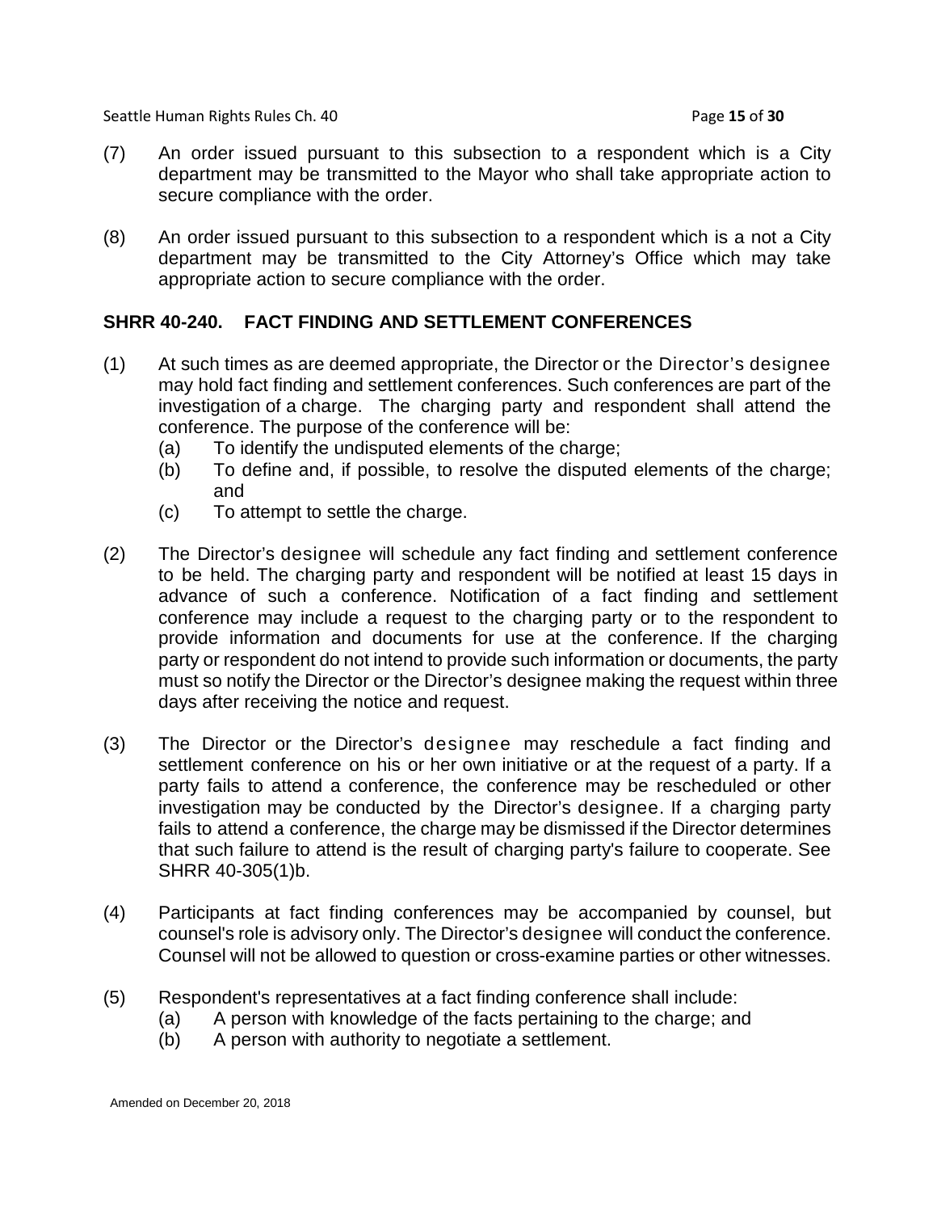(7) An order issued pursuant to this subsection to a respondent which is a City department may be transmitted to the Mayor who shall take appropriate action to secure compliance with the order.

(8) An order issued pursuant to this subsection to a respondent which is a not a City department may be transmitted to the City Attorney's Office which may take appropriate action to secure compliance with the order.

## SHRR 40-240. FACT FINDING AND SETTLEMENT CONFERENCES

(1) At such times as are deemed appropriate, the Director or the Director's designee may hold fact finding and settlement conferences. Such conferences are part of the investigation of a charge. The charging party and respondent shall attend the conference. The purpose of the conference will be:
   - (a) To identify the undisputed elements of the charge;
   - (b) To define and, if possible, to resolve the disputed elements of the charge; and
   - (c) To attempt to settle the charge.

(2) The Director's designee will schedule any fact finding and settlement conference to be held. The charging party and respondent will be notified at least 15 days in advance of such a conference. Notification of a fact finding and settlement conference may include a request to the charging party or to the respondent to provide information and documents for use at the conference. If the charging party or respondent do not intend to provide such information or documents, the party must so notify the Director or the Director's designee making the request within three days after receiving the notice and request.

(3) The Director or the Director's designee may reschedule a fact finding and settlement conference on his or her own initiative or at the request of a party. If a party fails to attend a conference, the conference may be rescheduled or other investigation may be conducted by the Director's designee. If a charging party fails to attend a conference, the charge may be dismissed if the Director determines that such failure to attend is the result of charging party's failure to cooperate. See SHRR 40-305(1)b.

(4) Participants at fact finding conferences may be accompanied by counsel, but counsel's role is advisory only. The Director's designee will conduct the conference. Counsel will not be allowed to question or cross-examine parties or other witnesses.

(5) Respondent's representatives at a fact finding conference shall include:
   - (a) A person with knowledge of the facts pertaining to the charge; and
   - (b) A person with authority to negotiate a settlement.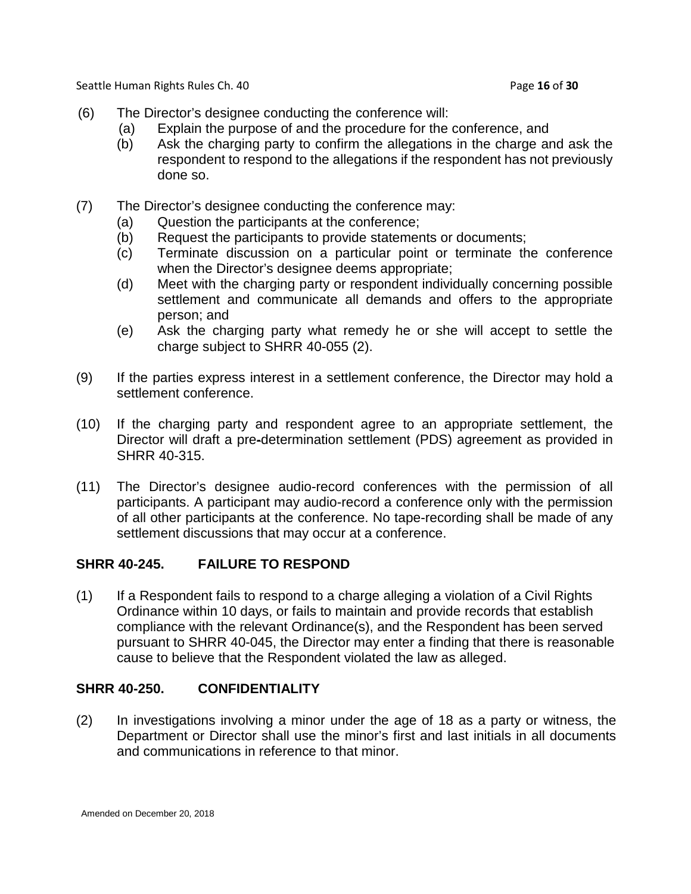(6) The Director's designee conducting the conference will:
   (a) Explain the purpose of and the procedure for the conference, and
   (b) Ask the charging party to confirm the allegations in the charge and ask the respondent to respond to the allegations if the respondent has not previously done so.

(7) The Director's designee conducting the conference may:
   (a) Question the participants at the conference;
   (b) Request the participants to provide statements or documents;
   (c) Terminate discussion on a particular point or terminate the conference when the Director's designee deems appropriate;
   (d) Meet with the charging party or respondent individually concerning possible settlement and communicate all demands and offers to the appropriate person; and
   (e) Ask the charging party what remedy he or she will accept to settle the charge subject to SHRR 40-055 (2).

(9) If the parties express interest in a settlement conference, the Director may hold a settlement conference.

(10) If the charging party and respondent agree to an appropriate settlement, the Director will draft a pre-determination settlement (PDS) agreement as provided in SHRR 40-315.

(11) The Director's designee audio-record conferences with the permission of all participants. A participant may audio-record a conference only with the permission of all other participants at the conference. No tape-recording shall be made of any settlement discussions that may occur at a conference.

### SHRR 40-245. FAILURE TO RESPOND

(1) If a Respondent fails to respond to a charge alleging a violation of a Civil Rights Ordinance within 10 days, or fails to maintain and provide records that establish compliance with the relevant Ordinance(s), and the Respondent has been served pursuant to SHRR 40-045, the Director may enter a finding that there is reasonable cause to believe that the Respondent violated the law as alleged.

### SHRR 40-250. CONFIDENTIALITY

(2) In investigations involving a minor under the age of 18 as a party or witness, the Department or Director shall use the minor's first and last initials in all documents and communications in reference to that minor.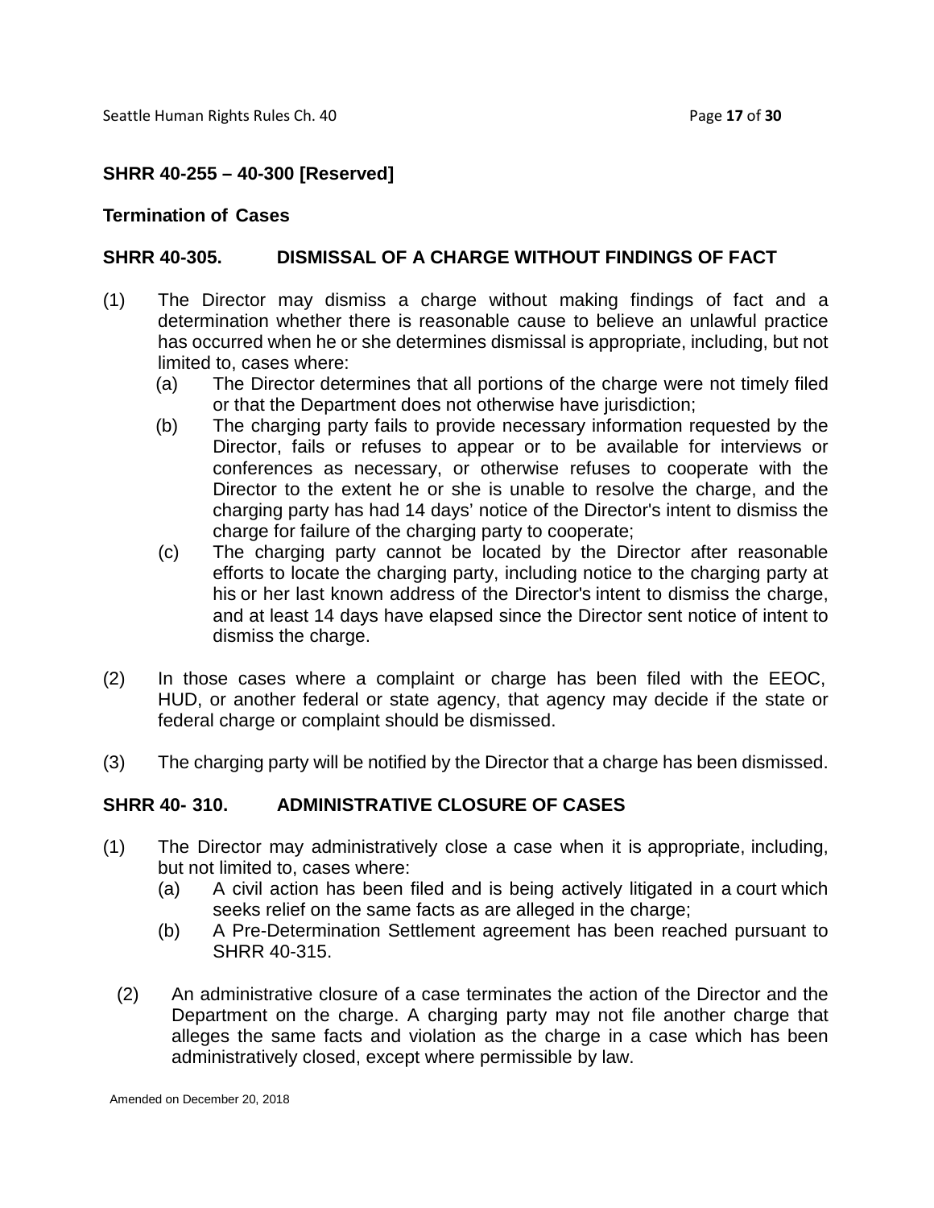**SHRR 40-255 – 40-300 [Reserved]**

**Termination of Cases**

**SHRR 40-305. DISMISSAL OF A CHARGE WITHOUT FINDINGS OF FACT**

(1) The Director may dismiss a charge without making findings of fact and a determination whether there is reasonable cause to believe an unlawful practice has occurred when he or she determines dismissal is appropriate, including, but not limited to, cases where:

   (a) The Director determines that all portions of the charge were not timely filed or that the Department does not otherwise have jurisdiction;

   (b) The charging party fails to provide necessary information requested by the Director, fails or refuses to appear or to be available for interviews or conferences as necessary, or otherwise refuses to cooperate with the Director to the extent he or she is unable to resolve the charge, and the charging party has had 14 days' notice of the Director's intent to dismiss the charge for failure of the charging party to cooperate;

   (c) The charging party cannot be located by the Director after reasonable efforts to locate the charging party, including notice to the charging party at his or her last known address of the Director's intent to dismiss the charge, and at least 14 days have elapsed since the Director sent notice of intent to dismiss the charge.

(2) In those cases where a complaint or charge has been filed with the EEOC, HUD, or another federal or state agency, that agency may decide if the state or federal charge or complaint should be dismissed.

(3) The charging party will be notified by the Director that a charge has been dismissed.

**SHRR 40- 310. ADMINISTRATIVE CLOSURE OF CASES**

(1) The Director may administratively close a case when it is appropriate, including, but not limited to, cases where:

   (a) A civil action has been filed and is being actively litigated in a court which seeks relief on the same facts as are alleged in the charge;

   (b) A Pre-Determination Settlement agreement has been reached pursuant to SHRR 40-315.

(2) An administrative closure of a case terminates the action of the Director and the Department on the charge. A charging party may not file another charge that alleges the same facts and violation as the charge in a case which has been administratively closed, except where permissible by law.

Amended on December 20, 2018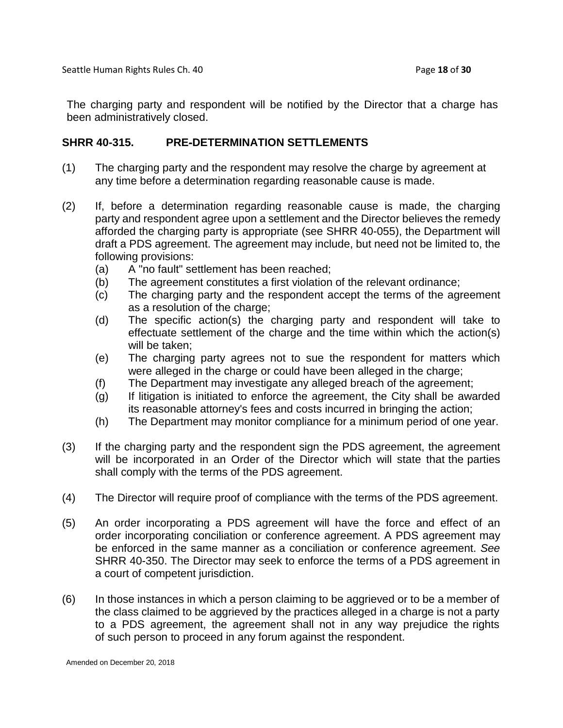The charging party and respondent will be notified by the Director that a charge has been administratively closed.

### SHRR 40-315. PRE-DETERMINATION SETTLEMENTS

(1) The charging party and the respondent may resolve the charge by agreement at any time before a determination regarding reasonable cause is made.

(2) If, before a determination regarding reasonable cause is made, the charging party and respondent agree upon a settlement and the Director believes the remedy afforded the charging party is appropriate (see SHRR 40-055), the Department will draft a PDS agreement. The agreement may include, but need not be limited to, the following provisions:
   - (a) A "no fault" settlement has been reached;
   - (b) The agreement constitutes a first violation of the relevant ordinance;
   - (c) The charging party and the respondent accept the terms of the agreement as a resolution of the charge;
   - (d) The specific action(s) the charging party and respondent will take to effectuate settlement of the charge and the time within which the action(s) will be taken;
   - (e) The charging party agrees not to sue the respondent for matters which were alleged in the charge or could have been alleged in the charge;
   - (f) The Department may investigate any alleged breach of the agreement;
   - (g) If litigation is initiated to enforce the agreement, the City shall be awarded its reasonable attorney's fees and costs incurred in bringing the action;
   - (h) The Department may monitor compliance for a minimum period of one year.

(3) If the charging party and the respondent sign the PDS agreement, the agreement will be incorporated in an Order of the Director which will state that the parties shall comply with the terms of the PDS agreement.

(4) The Director will require proof of compliance with the terms of the PDS agreement.

(5) An order incorporating a PDS agreement will have the force and effect of an order incorporating conciliation or conference agreement. A PDS agreement may be enforced in the same manner as a conciliation or conference agreement. *See* SHRR 40-350. The Director may seek to enforce the terms of a PDS agreement in a court of competent jurisdiction.

(6) In those instances in which a person claiming to be aggrieved or to be a member of the class claimed to be aggrieved by the practices alleged in a charge is not a party to a PDS agreement, the agreement shall not in any way prejudice the rights of such person to proceed in any forum against the respondent.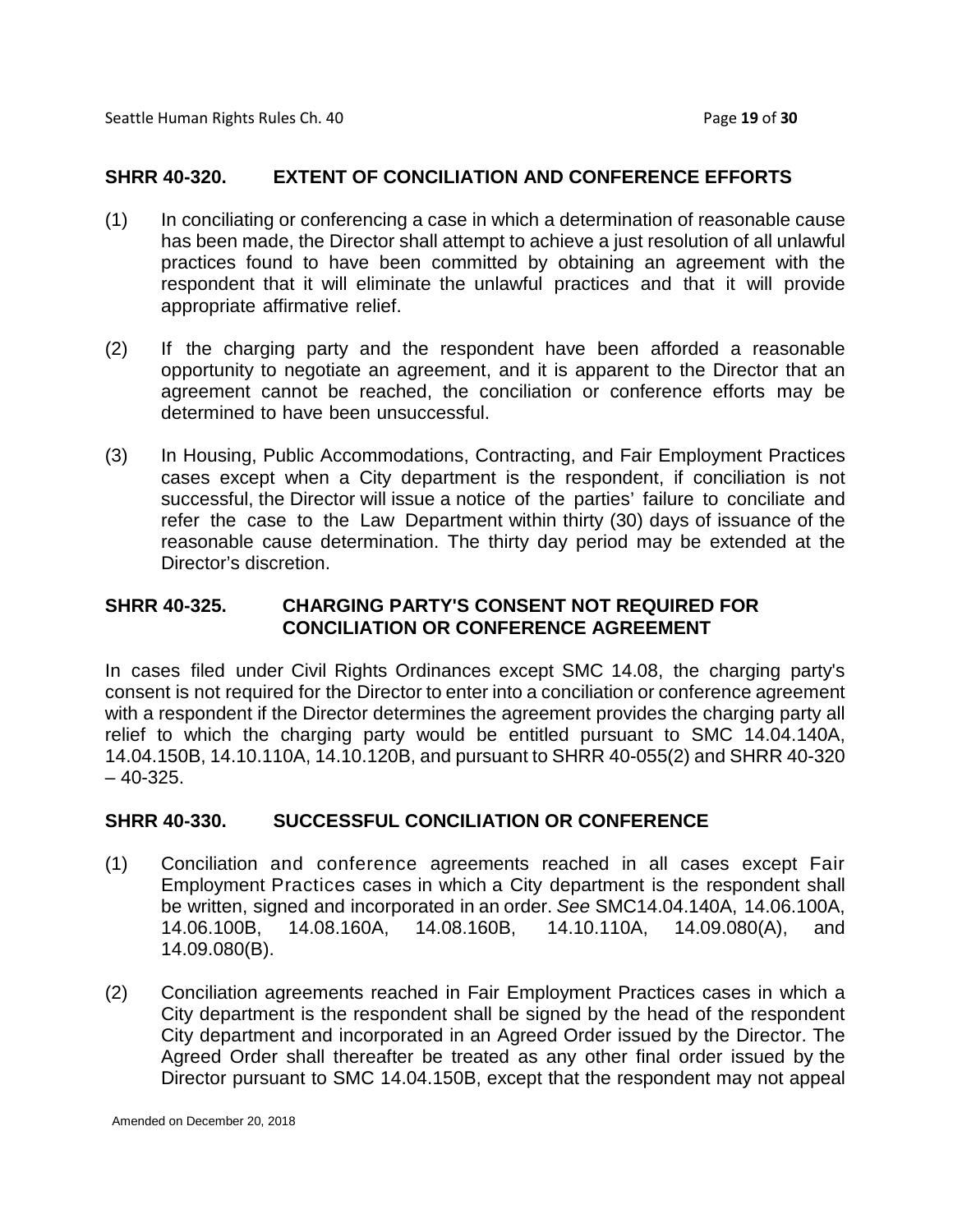## SHRR 40-320. EXTENT OF CONCILIATION AND CONFERENCE EFFORTS

(1) In conciliating or conferencing a case in which a determination of reasonable cause has been made, the Director shall attempt to achieve a just resolution of all unlawful practices found to have been committed by obtaining an agreement with the respondent that it will eliminate the unlawful practices and that it will provide appropriate affirmative relief.

(2) If the charging party and the respondent have been afforded a reasonable opportunity to negotiate an agreement, and it is apparent to the Director that an agreement cannot be reached, the conciliation or conference efforts may be determined to have been unsuccessful.

(3) In Housing, Public Accommodations, Contracting, and Fair Employment Practices cases except when a City department is the respondent, if conciliation is not successful, the Director will issue a notice of the parties' failure to conciliate and refer the case to the Law Department within thirty (30) days of issuance of the reasonable cause determination. The thirty day period may be extended at the Director's discretion.

## SHRR 40-325. CHARGING PARTY'S CONSENT NOT REQUIRED FOR CONCILIATION OR CONFERENCE AGREEMENT

In cases filed under Civil Rights Ordinances except SMC 14.08, the charging party's consent is not required for the Director to enter into a conciliation or conference agreement with a respondent if the Director determines the agreement provides the charging party all relief to which the charging party would be entitled pursuant to SMC 14.04.140A, 14.04.150B, 14.10.110A, 14.10.120B, and pursuant to SHRR 40-055(2) and SHRR 40-320 – 40-325.

## SHRR 40-330. SUCCESSFUL CONCILIATION OR CONFERENCE

(1) Conciliation and conference agreements reached in all cases except Fair Employment Practices cases in which a City department is the respondent shall be written, signed and incorporated in an order. *See* SMC14.04.140A, 14.06.100A, 14.06.100B, 14.08.160A, 14.08.160B, 14.10.110A, 14.09.080(A), and 14.09.080(B).

(2) Conciliation agreements reached in Fair Employment Practices cases in which a City department is the respondent shall be signed by the head of the respondent City department and incorporated in an Agreed Order issued by the Director. The Agreed Order shall thereafter be treated as any other final order issued by the Director pursuant to SMC 14.04.150B, except that the respondent may not appeal

Amended on December 20, 2018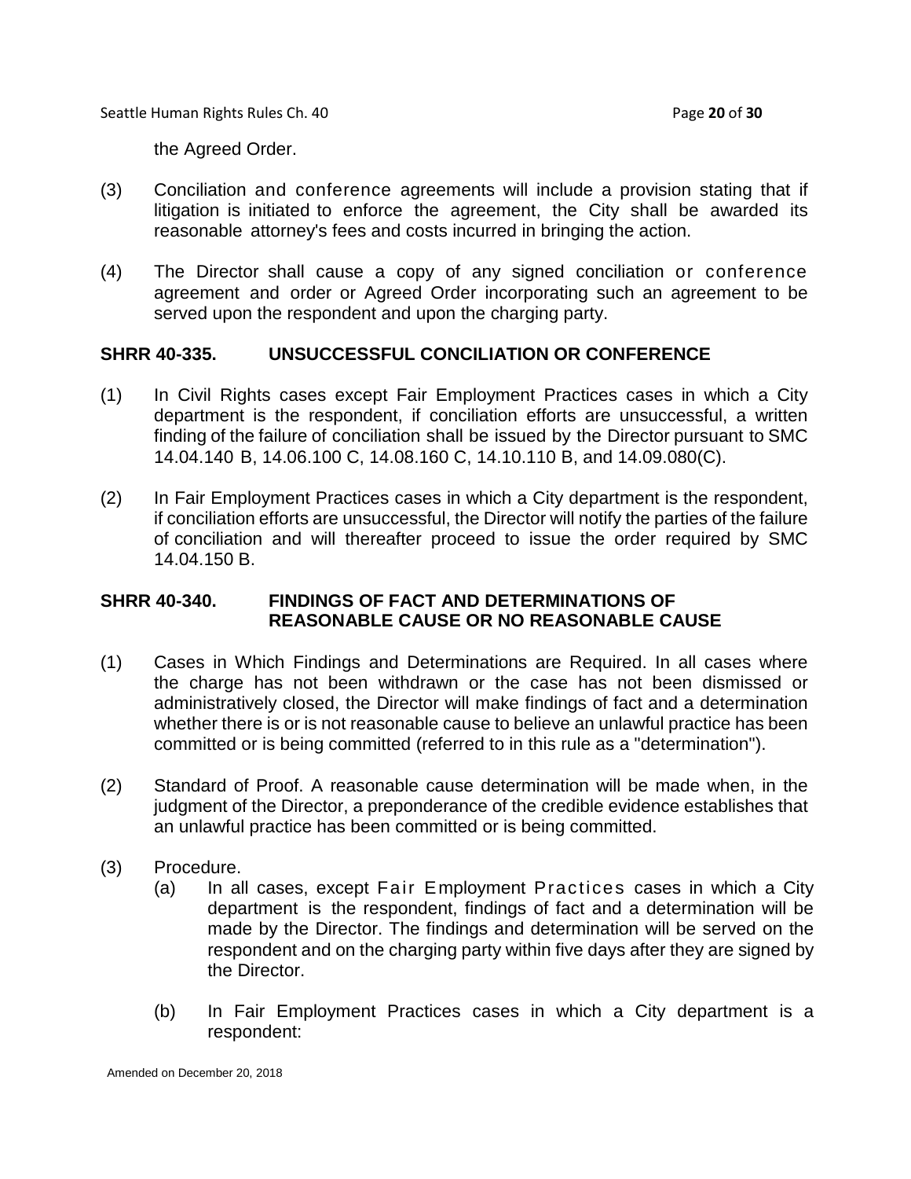the Agreed Order.

(3) Conciliation and conference agreements will include a provision stating that if litigation is initiated to enforce the agreement, the City shall be awarded its reasonable attorney's fees and costs incurred in bringing the action.

(4) The Director shall cause a copy of any signed conciliation or conference agreement and order or Agreed Order incorporating such an agreement to be served upon the respondent and upon the charging party.

## SHRR 40-335. UNSUCCESSFUL CONCILIATION OR CONFERENCE

(1) In Civil Rights cases except Fair Employment Practices cases in which a City department is the respondent, if conciliation efforts are unsuccessful, a written finding of the failure of conciliation shall be issued by the Director pursuant to SMC 14.04.140 B, 14.06.100 C, 14.08.160 C, 14.10.110 B, and 14.09.080(C).

(2) In Fair Employment Practices cases in which a City department is the respondent, if conciliation efforts are unsuccessful, the Director will notify the parties of the failure of conciliation and will thereafter proceed to issue the order required by SMC 14.04.150 B.

## SHRR 40-340. FINDINGS OF FACT AND DETERMINATIONS OF REASONABLE CAUSE OR NO REASONABLE CAUSE

(1) Cases in Which Findings and Determinations are Required. In all cases where the charge has not been withdrawn or the case has not been dismissed or administratively closed, the Director will make findings of fact and a determination whether there is or is not reasonable cause to believe an unlawful practice has been committed or is being committed (referred to in this rule as a "determination").

(2) Standard of Proof. A reasonable cause determination will be made when, in the judgment of the Director, a preponderance of the credible evidence establishes that an unlawful practice has been committed or is being committed.

(3) Procedure.

  (a) In all cases, except Fair Employment Practices cases in which a City department is the respondent, findings of fact and a determination will be made by the Director. The findings and determination will be served on the respondent and on the charging party within five days after they are signed by the Director.

  (b) In Fair Employment Practices cases in which a City department is a respondent:

Amended on December 20, 2018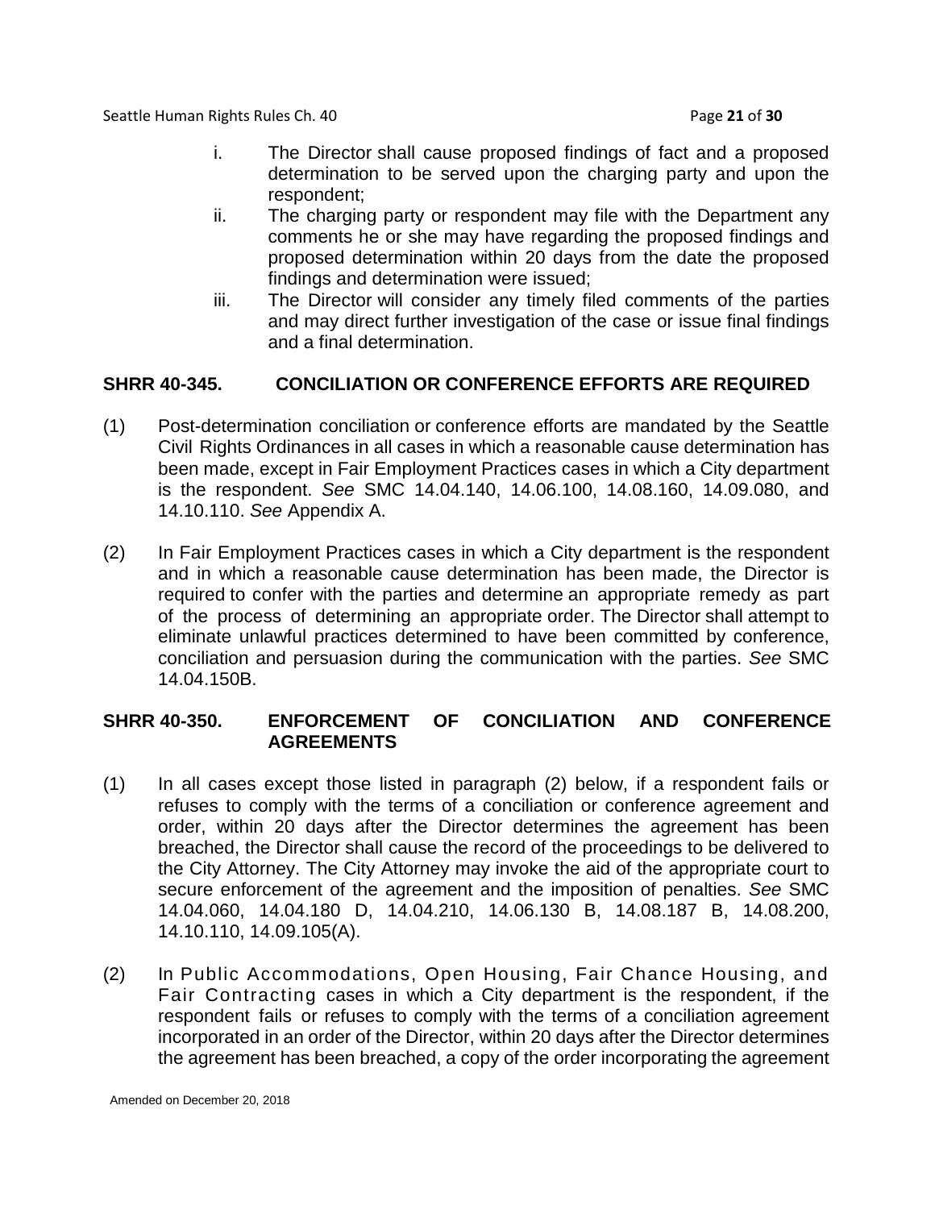i. The Director shall cause proposed findings of fact and a proposed determination to be served upon the charging party and upon the respondent;

ii. The charging party or respondent may file with the Department any comments he or she may have regarding the proposed findings and proposed determination within 20 days from the date the proposed findings and determination were issued;

iii. The Director will consider any timely filed comments of the parties and may direct further investigation of the case or issue final findings and a final determination.

## SHRR 40-345. CONCILIATION OR CONFERENCE EFFORTS ARE REQUIRED

(1) Post-determination conciliation or conference efforts are mandated by the Seattle Civil Rights Ordinances in all cases in which a reasonable cause determination has been made, except in Fair Employment Practices cases in which a City department is the respondent. *See* SMC 14.04.140, 14.06.100, 14.08.160, 14.09.080, and 14.10.110. *See* Appendix A.

(2) In Fair Employment Practices cases in which a City department is the respondent and in which a reasonable cause determination has been made, the Director is required to confer with the parties and determine an appropriate remedy as part of the process of determining an appropriate order. The Director shall attempt to eliminate unlawful practices determined to have been committed by conference, conciliation and persuasion during the communication with the parties. *See* SMC 14.04.150B.

## SHRR 40-350. ENFORCEMENT OF CONCILIATION AND CONFERENCE AGREEMENTS

(1) In all cases except those listed in paragraph (2) below, if a respondent fails or refuses to comply with the terms of a conciliation or conference agreement and order, within 20 days after the Director determines the agreement has been breached, the Director shall cause the record of the proceedings to be delivered to the City Attorney. The City Attorney may invoke the aid of the appropriate court to secure enforcement of the agreement and the imposition of penalties. *See* SMC 14.04.060, 14.04.180 D, 14.04.210, 14.06.130 B, 14.08.187 B, 14.08.200, 14.10.110, 14.09.105(A).

(2) In Public Accommodations, Open Housing, Fair Chance Housing, and Fair Contracting cases in which a City department is the respondent, if the respondent fails or refuses to comply with the terms of a conciliation agreement incorporated in an order of the Director, within 20 days after the Director determines the agreement has been breached, a copy of the order incorporating the agreement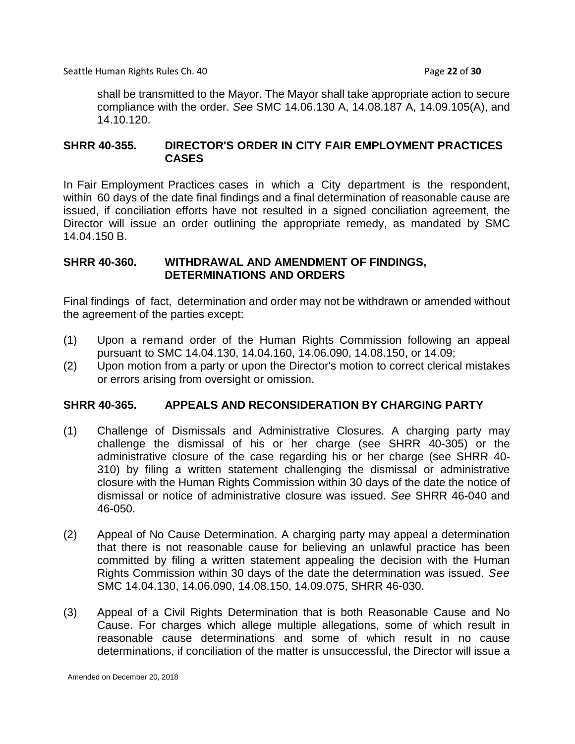shall be transmitted to the Mayor. The Mayor shall take appropriate action to secure compliance with the order. *See* SMC 14.06.130 A, 14.08.187 A, 14.09.105(A), and 14.10.120.

## SHRR 40-355. DIRECTOR'S ORDER IN CITY FAIR EMPLOYMENT PRACTICES CASES

In Fair Employment Practices cases in which a City department is the respondent, within 60 days of the date final findings and a final determination of reasonable cause are issued, if conciliation efforts have not resulted in a signed conciliation agreement, the Director will issue an order outlining the appropriate remedy, as mandated by SMC 14.04.150 B.

## SHRR 40-360. WITHDRAWAL AND AMENDMENT OF FINDINGS, DETERMINATIONS AND ORDERS

Final findings of fact, determination and order may not be withdrawn or amended without the agreement of the parties except:

(1) Upon a remand order of the Human Rights Commission following an appeal pursuant to SMC 14.04.130, 14.04.160, 14.06.090, 14.08.150, or 14.09;

(2) Upon motion from a party or upon the Director's motion to correct clerical mistakes or errors arising from oversight or omission.

## SHRR 40-365. APPEALS AND RECONSIDERATION BY CHARGING PARTY

(1) Challenge of Dismissals and Administrative Closures. A charging party may challenge the dismissal of his or her charge (see SHRR 40-305) or the administrative closure of the case regarding his or her charge (see SHRR 40-310) by filing a written statement challenging the dismissal or administrative closure with the Human Rights Commission within 30 days of the date the notice of dismissal or notice of administrative closure was issued. *See* SHRR 46-040 and 46-050.

(2) Appeal of No Cause Determination. A charging party may appeal a determination that there is not reasonable cause for believing an unlawful practice has been committed by filing a written statement appealing the decision with the Human Rights Commission within 30 days of the date the determination was issued. *See* SMC 14.04.130, 14.06.090, 14.08.150, 14.09.075, SHRR 46-030.

(3) Appeal of a Civil Rights Determination that is both Reasonable Cause and No Cause. For charges which allege multiple allegations, some of which result in reasonable cause determinations and some of which result in no cause determinations, if conciliation of the matter is unsuccessful, the Director will issue a

Amended on December 20, 2018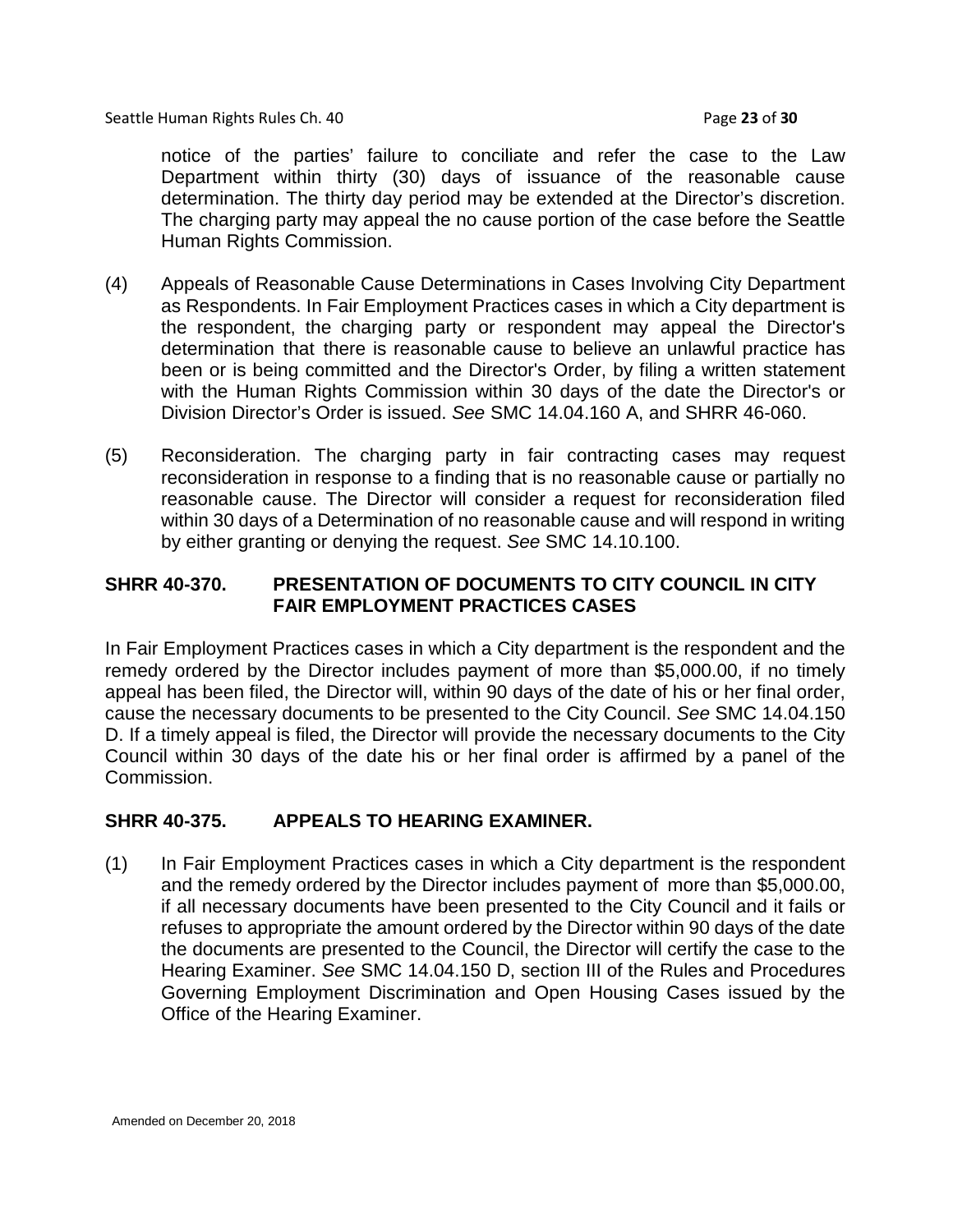notice of the parties' failure to conciliate and refer the case to the Law Department within thirty (30) days of issuance of the reasonable cause determination. The thirty day period may be extended at the Director's discretion. The charging party may appeal the no cause portion of the case before the Seattle Human Rights Commission.

(4) Appeals of Reasonable Cause Determinations in Cases Involving City Department as Respondents. In Fair Employment Practices cases in which a City department is the respondent, the charging party or respondent may appeal the Director's determination that there is reasonable cause to believe an unlawful practice has been or is being committed and the Director's Order, by filing a written statement with the Human Rights Commission within 30 days of the date the Director's or Division Director's Order is issued. *See* SMC 14.04.160 A, and SHRR 46-060.

(5) Reconsideration. The charging party in fair contracting cases may request reconsideration in response to a finding that is no reasonable cause or partially no reasonable cause. The Director will consider a request for reconsideration filed within 30 days of a Determination of no reasonable cause and will respond in writing by either granting or denying the request. *See* SMC 14.10.100.

## SHRR 40-370. PRESENTATION OF DOCUMENTS TO CITY COUNCIL IN CITY FAIR EMPLOYMENT PRACTICES CASES

In Fair Employment Practices cases in which a City department is the respondent and the remedy ordered by the Director includes payment of more than $5,000.00, if no timely appeal has been filed, the Director will, within 90 days of the date of his or her final order, cause the necessary documents to be presented to the City Council. *See* SMC 14.04.150 D. If a timely appeal is filed, the Director will provide the necessary documents to the City Council within 30 days of the date his or her final order is affirmed by a panel of the Commission.

## SHRR 40-375. APPEALS TO HEARING EXAMINER.

(1) In Fair Employment Practices cases in which a City department is the respondent and the remedy ordered by the Director includes payment of more than $5,000.00, if all necessary documents have been presented to the City Council and it fails or refuses to appropriate the amount ordered by the Director within 90 days of the date the documents are presented to the Council, the Director will certify the case to the Hearing Examiner. *See* SMC 14.04.150 D, section III of the Rules and Procedures Governing Employment Discrimination and Open Housing Cases issued by the Office of the Hearing Examiner.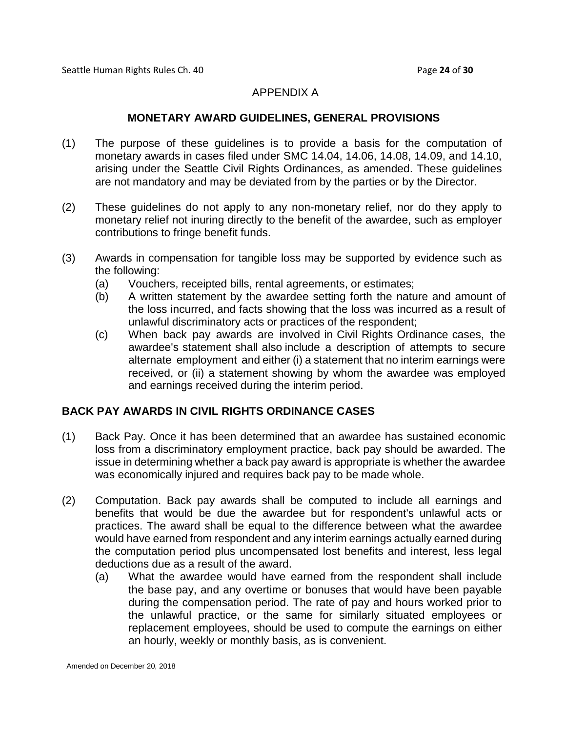## APPENDIX A

### MONETARY AWARD GUIDELINES, GENERAL PROVISIONS

(1) The purpose of these guidelines is to provide a basis for the computation of monetary awards in cases filed under SMC 14.04, 14.06, 14.08, 14.09, and 14.10, arising under the Seattle Civil Rights Ordinances, as amended. These guidelines are not mandatory and may be deviated from by the parties or by the Director.

(2) These guidelines do not apply to any non-monetary relief, nor do they apply to monetary relief not inuring directly to the benefit of the awardee, such as employer contributions to fringe benefit funds.

(3) Awards in compensation for tangible loss may be supported by evidence such as the following:
   - (a) Vouchers, receipted bills, rental agreements, or estimates;
   - (b) A written statement by the awardee setting forth the nature and amount of the loss incurred, and facts showing that the loss was incurred as a result of unlawful discriminatory acts or practices of the respondent;
   - (c) When back pay awards are involved in Civil Rights Ordinance cases, the awardee's statement shall also include a description of attempts to secure alternate employment and either (i) a statement that no interim earnings were received, or (ii) a statement showing by whom the awardee was employed and earnings received during the interim period.

### BACK PAY AWARDS IN CIVIL RIGHTS ORDINANCE CASES

(1) Back Pay. Once it has been determined that an awardee has sustained economic loss from a discriminatory employment practice, back pay should be awarded. The issue in determining whether a back pay award is appropriate is whether the awardee was economically injured and requires back pay to be made whole.

(2) Computation. Back pay awards shall be computed to include all earnings and benefits that would be due the awardee but for respondent's unlawful acts or practices. The award shall be equal to the difference between what the awardee would have earned from respondent and any interim earnings actually earned during the computation period plus uncompensated lost benefits and interest, less legal deductions due as a result of the award.
   - (a) What the awardee would have earned from the respondent shall include the base pay, and any overtime or bonuses that would have been payable during the compensation period. The rate of pay and hours worked prior to the unlawful practice, or the same for similarly situated employees or replacement employees, should be used to compute the earnings on either an hourly, weekly or monthly basis, as is convenient.

Amended on December 20, 2018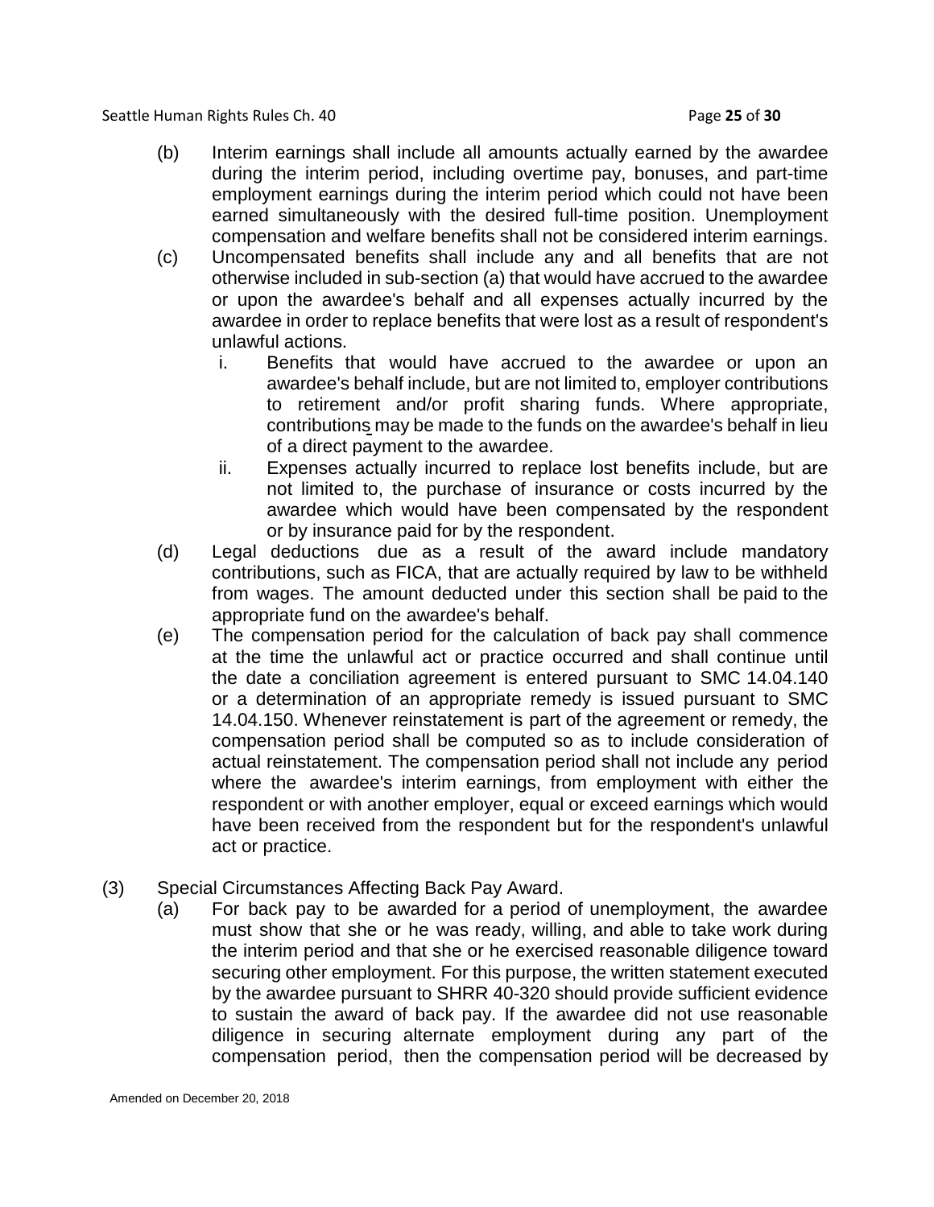(b) Interim earnings shall include all amounts actually earned by the awardee during the interim period, including overtime pay, bonuses, and part-time employment earnings during the interim period which could not have been earned simultaneously with the desired full-time position. Unemployment compensation and welfare benefits shall not be considered interim earnings.

(c) Uncompensated benefits shall include any and all benefits that are not otherwise included in sub-section (a) that would have accrued to the awardee or upon the awardee's behalf and all expenses actually incurred by the awardee in order to replace benefits that were lost as a result of respondent's unlawful actions.

i. Benefits that would have accrued to the awardee or upon an awardee's behalf include, but are not limited to, employer contributions to retirement and/or profit sharing funds. Where appropriate, contributions may be made to the funds on the awardee's behalf in lieu of a direct payment to the awardee.

ii. Expenses actually incurred to replace lost benefits include, but are not limited to, the purchase of insurance or costs incurred by the awardee which would have been compensated by the respondent or by insurance paid for by the respondent.

(d) Legal deductions due as a result of the award include mandatory contributions, such as FICA, that are actually required by law to be withheld from wages. The amount deducted under this section shall be paid to the appropriate fund on the awardee's behalf.

(e) The compensation period for the calculation of back pay shall commence at the time the unlawful act or practice occurred and shall continue until the date a conciliation agreement is entered pursuant to SMC 14.04.140 or a determination of an appropriate remedy is issued pursuant to SMC 14.04.150. Whenever reinstatement is part of the agreement or remedy, the compensation period shall be computed so as to include consideration of actual reinstatement. The compensation period shall not include any period where the awardee's interim earnings, from employment with either the respondent or with another employer, equal or exceed earnings which would have been received from the respondent but for the respondent's unlawful act or practice.

(3) Special Circumstances Affecting Back Pay Award.

(a) For back pay to be awarded for a period of unemployment, the awardee must show that she or he was ready, willing, and able to take work during the interim period and that she or he exercised reasonable diligence toward securing other employment. For this purpose, the written statement executed by the awardee pursuant to SHRR 40-320 should provide sufficient evidence to sustain the award of back pay. If the awardee did not use reasonable diligence in securing alternate employment during any part of the compensation period, then the compensation period will be decreased by

Amended on December 20, 2018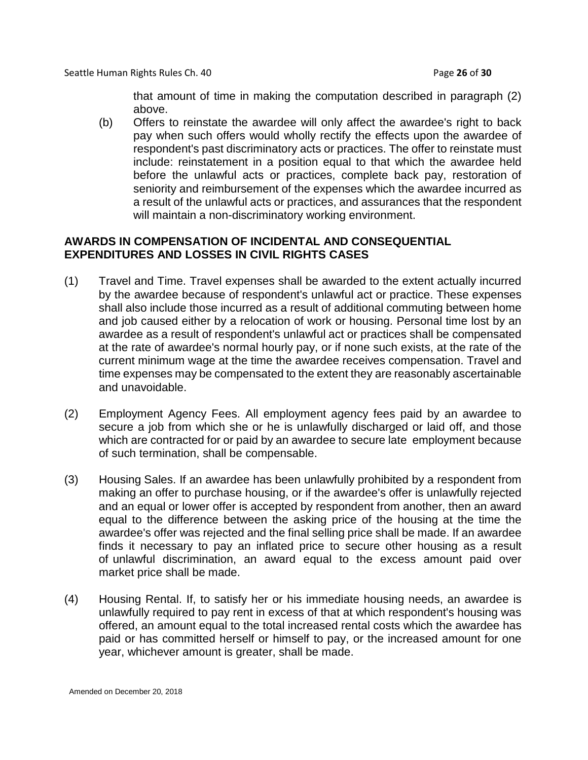that amount of time in making the computation described in paragraph (2) above.

(b) Offers to reinstate the awardee will only affect the awardee's right to back pay when such offers would wholly rectify the effects upon the awardee of respondent's past discriminatory acts or practices. The offer to reinstate must include: reinstatement in a position equal to that which the awardee held before the unlawful acts or practices, complete back pay, restoration of seniority and reimbursement of the expenses which the awardee incurred as a result of the unlawful acts or practices, and assurances that the respondent will maintain a non-discriminatory working environment.

**AWARDS IN COMPENSATION OF INCIDENTAL AND CONSEQUENTIAL EXPENDITURES AND LOSSES IN CIVIL RIGHTS CASES**

(1) Travel and Time. Travel expenses shall be awarded to the extent actually incurred by the awardee because of respondent's unlawful act or practice. These expenses shall also include those incurred as a result of additional commuting between home and job caused either by a relocation of work or housing. Personal time lost by an awardee as a result of respondent's unlawful act or practices shall be compensated at the rate of awardee's normal hourly pay, or if none such exists, at the rate of the current minimum wage at the time the awardee receives compensation. Travel and time expenses may be compensated to the extent they are reasonably ascertainable and unavoidable.

(2) Employment Agency Fees. All employment agency fees paid by an awardee to secure a job from which she or he is unlawfully discharged or laid off, and those which are contracted for or paid by an awardee to secure late employment because of such termination, shall be compensable.

(3) Housing Sales. If an awardee has been unlawfully prohibited by a respondent from making an offer to purchase housing, or if the awardee's offer is unlawfully rejected and an equal or lower offer is accepted by respondent from another, then an award equal to the difference between the asking price of the housing at the time the awardee's offer was rejected and the final selling price shall be made. If an awardee finds it necessary to pay an inflated price to secure other housing as a result of unlawful discrimination, an award equal to the excess amount paid over market price shall be made.

(4) Housing Rental. If, to satisfy her or his immediate housing needs, an awardee is unlawfully required to pay rent in excess of that at which respondent's housing was offered, an amount equal to the total increased rental costs which the awardee has paid or has committed herself or himself to pay, or the increased amount for one year, whichever amount is greater, shall be made.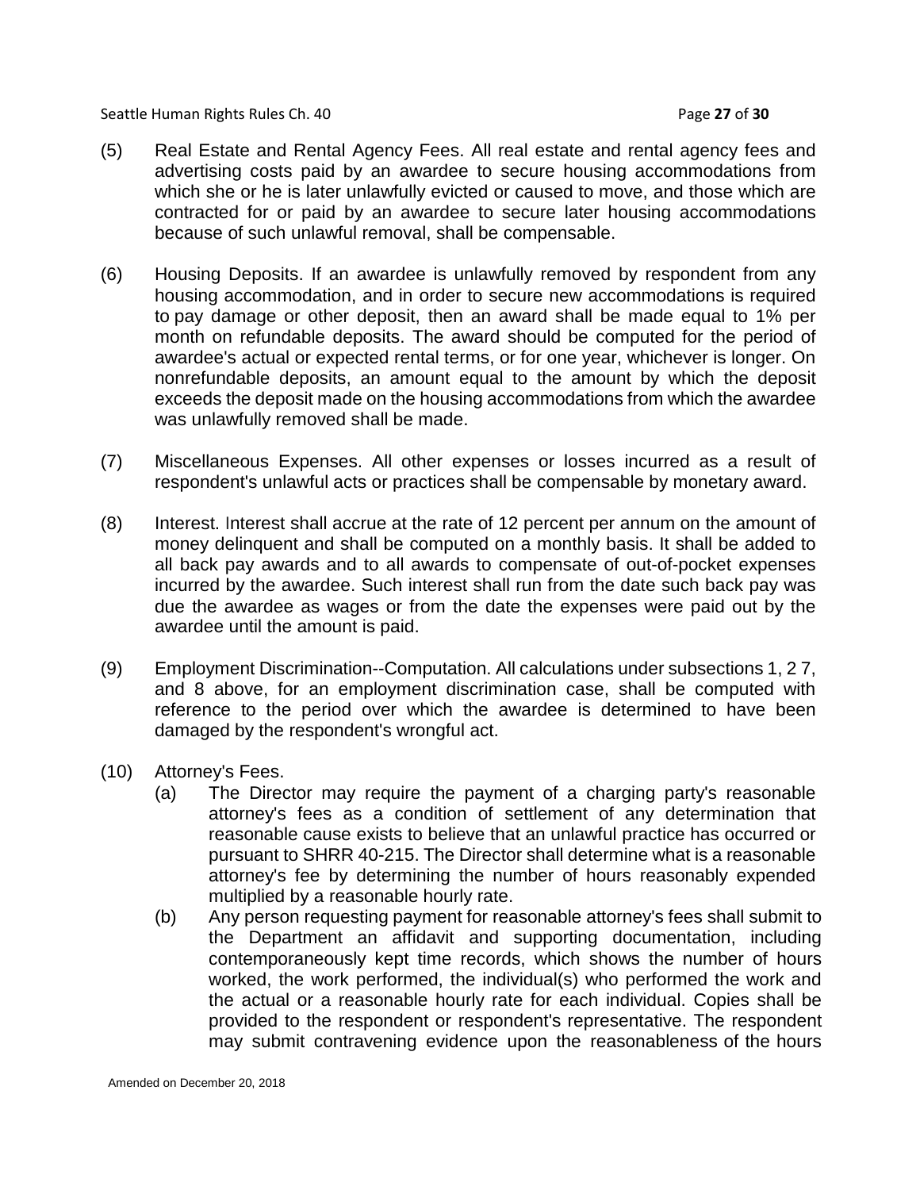(5) Real Estate and Rental Agency Fees. All real estate and rental agency fees and advertising costs paid by an awardee to secure housing accommodations from which she or he is later unlawfully evicted or caused to move, and those which are contracted for or paid by an awardee to secure later housing accommodations because of such unlawful removal, shall be compensable.

(6) Housing Deposits. If an awardee is unlawfully removed by respondent from any housing accommodation, and in order to secure new accommodations is required to pay damage or other deposit, then an award shall be made equal to 1% per month on refundable deposits. The award should be computed for the period of awardee's actual or expected rental terms, or for one year, whichever is longer. On nonrefundable deposits, an amount equal to the amount by which the deposit exceeds the deposit made on the housing accommodations from which the awardee was unlawfully removed shall be made.

(7) Miscellaneous Expenses. All other expenses or losses incurred as a result of respondent's unlawful acts or practices shall be compensable by monetary award.

(8) Interest. Interest shall accrue at the rate of 12 percent per annum on the amount of money delinquent and shall be computed on a monthly basis. It shall be added to all back pay awards and to all awards to compensate of out-of-pocket expenses incurred by the awardee. Such interest shall run from the date such back pay was due the awardee as wages or from the date the expenses were paid out by the awardee until the amount is paid.

(9) Employment Discrimination--Computation. All calculations under subsections 1, 2 7, and 8 above, for an employment discrimination case, shall be computed with reference to the period over which the awardee is determined to have been damaged by the respondent's wrongful act.

(10) Attorney's Fees.

  (a) The Director may require the payment of a charging party's reasonable attorney's fees as a condition of settlement of any determination that reasonable cause exists to believe that an unlawful practice has occurred or pursuant to SHRR 40-215. The Director shall determine what is a reasonable attorney's fee by determining the number of hours reasonably expended multiplied by a reasonable hourly rate.

  (b) Any person requesting payment for reasonable attorney's fees shall submit to the Department an affidavit and supporting documentation, including contemporaneously kept time records, which shows the number of hours worked, the work performed, the individual(s) who performed the work and the actual or a reasonable hourly rate for each individual. Copies shall be provided to the respondent or respondent's representative. The respondent may submit contravening evidence upon the reasonableness of the hours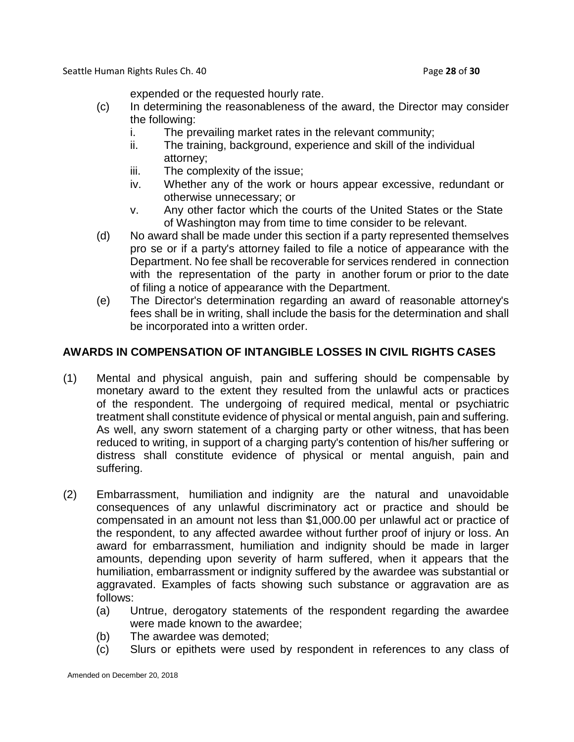expended or the requested hourly rate.

(c) In determining the reasonableness of the award, the Director may consider the following:
   i. The prevailing market rates in the relevant community;
   ii. The training, background, experience and skill of the individual attorney;
   iii. The complexity of the issue;
   iv. Whether any of the work or hours appear excessive, redundant or otherwise unnecessary; or
   v. Any other factor which the courts of the United States or the State of Washington may from time to time consider to be relevant.

(d) No award shall be made under this section if a party represented themselves pro se or if a party's attorney failed to file a notice of appearance with the Department. No fee shall be recoverable for services rendered in connection with the representation of the party in another forum or prior to the date of filing a notice of appearance with the Department.

(e) The Director's determination regarding an award of reasonable attorney's fees shall be in writing, shall include the basis for the determination and shall be incorporated into a written order.

## AWARDS IN COMPENSATION OF INTANGIBLE LOSSES IN CIVIL RIGHTS CASES

(1) Mental and physical anguish, pain and suffering should be compensable by monetary award to the extent they resulted from the unlawful acts or practices of the respondent. The undergoing of required medical, mental or psychiatric treatment shall constitute evidence of physical or mental anguish, pain and suffering. As well, any sworn statement of a charging party or other witness, that has been reduced to writing, in support of a charging party's contention of his/her suffering or distress shall constitute evidence of physical or mental anguish, pain and suffering.

(2) Embarrassment, humiliation and indignity are the natural and unavoidable consequences of any unlawful discriminatory act or practice and should be compensated in an amount not less than $1,000.00 per unlawful act or practice of the respondent, to any affected awardee without further proof of injury or loss. An award for embarrassment, humiliation and indignity should be made in larger amounts, depending upon severity of harm suffered, when it appears that the humiliation, embarrassment or indignity suffered by the awardee was substantial or aggravated. Examples of facts showing such substance or aggravation are as follows:
   (a) Untrue, derogatory statements of the respondent regarding the awardee were made known to the awardee;
   (b) The awardee was demoted;
   (c) Slurs or epithets were used by respondent in references to any class of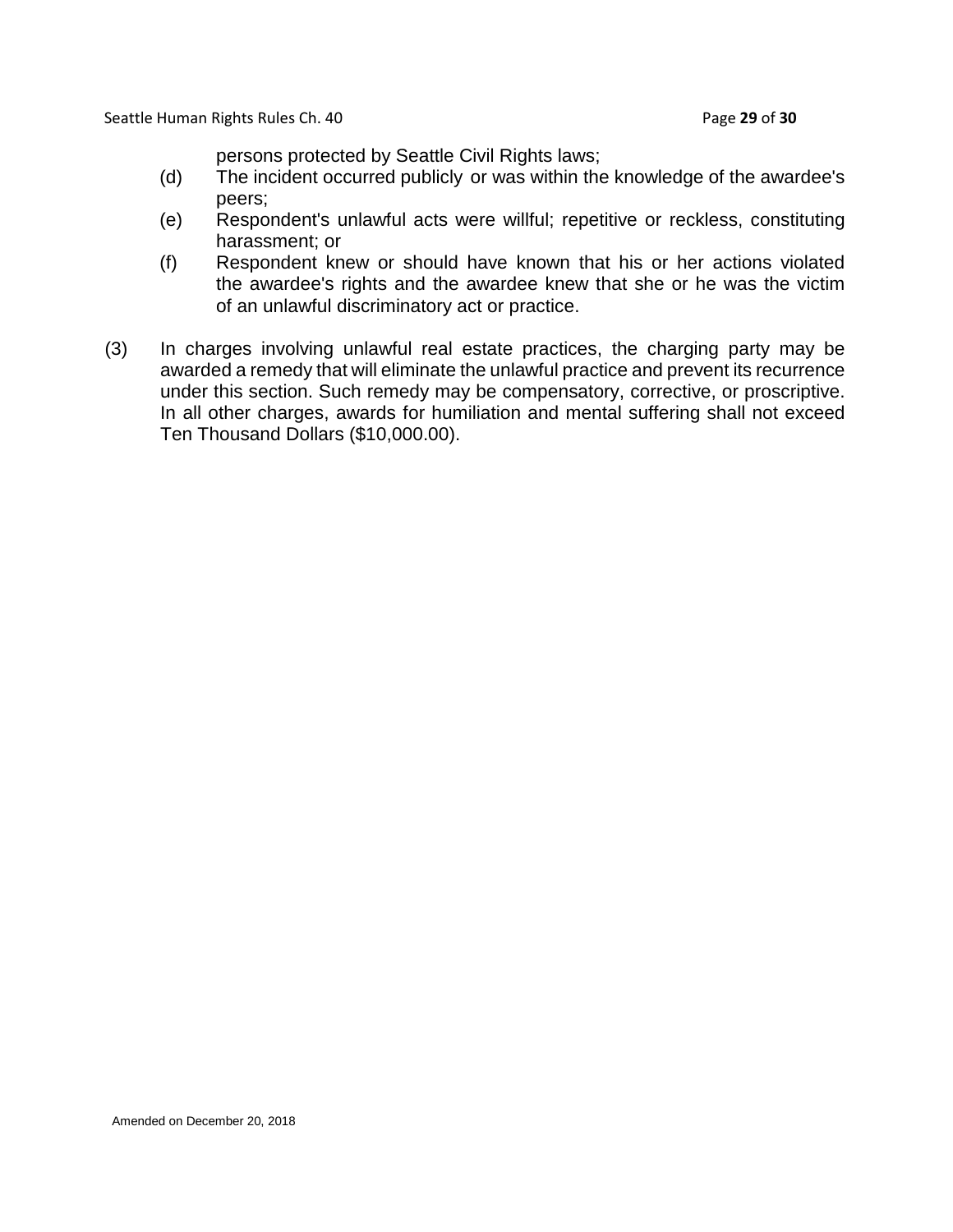persons protected by Seattle Civil Rights laws;

(d) The incident occurred publicly or was within the knowledge of the awardee's peers;

(e) Respondent's unlawful acts were willful; repetitive or reckless, constituting harassment; or

(f) Respondent knew or should have known that his or her actions violated the awardee's rights and the awardee knew that she or he was the victim of an unlawful discriminatory act or practice.

(3) In charges involving unlawful real estate practices, the charging party may be awarded a remedy that will eliminate the unlawful practice and prevent its recurrence under this section. Such remedy may be compensatory, corrective, or proscriptive. In all other charges, awards for humiliation and mental suffering shall not exceed Ten Thousand Dollars ($10,000.00).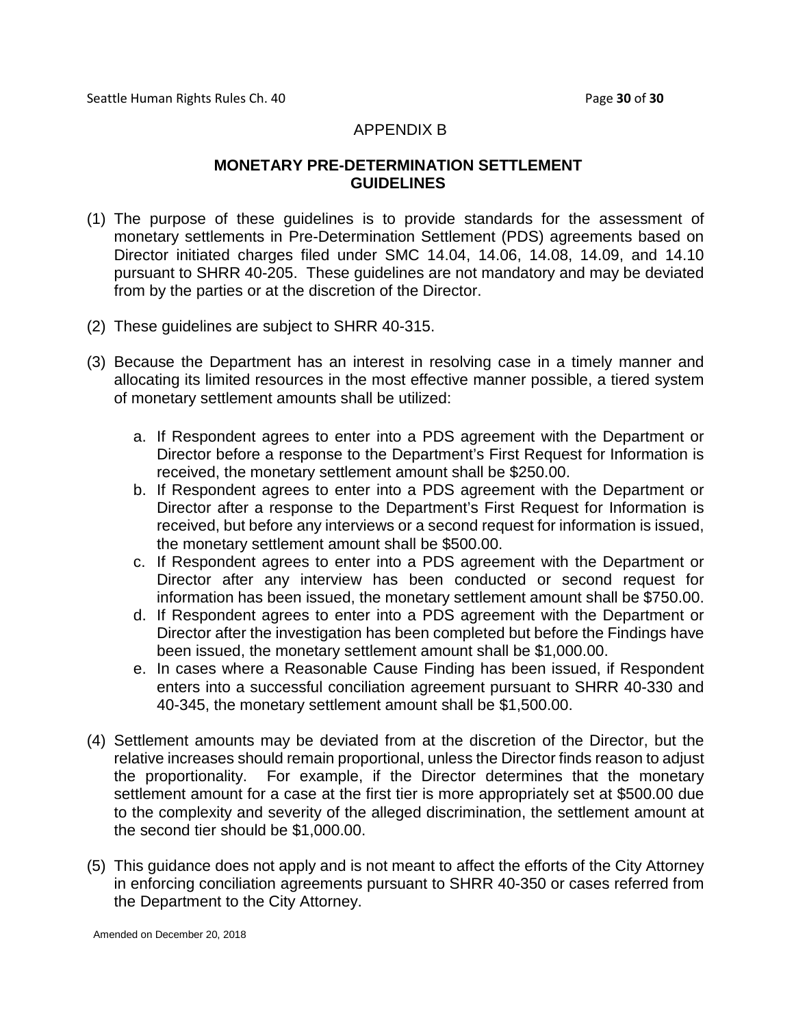## APPENDIX B

### MONETARY PRE-DETERMINATION SETTLEMENT GUIDELINES

(1) The purpose of these guidelines is to provide standards for the assessment of monetary settlements in Pre-Determination Settlement (PDS) agreements based on Director initiated charges filed under SMC 14.04, 14.06, 14.08, 14.09, and 14.10 pursuant to SHRR 40-205. These guidelines are not mandatory and may be deviated from by the parties or at the discretion of the Director.

(2) These guidelines are subject to SHRR 40-315.

(3) Because the Department has an interest in resolving case in a timely manner and allocating its limited resources in the most effective manner possible, a tiered system of monetary settlement amounts shall be utilized:

   a. If Respondent agrees to enter into a PDS agreement with the Department or Director before a response to the Department's First Request for Information is received, the monetary settlement amount shall be $250.00.
   b. If Respondent agrees to enter into a PDS agreement with the Department or Director after a response to the Department's First Request for Information is received, but before any interviews or a second request for information is issued, the monetary settlement amount shall be $500.00.
   c. If Respondent agrees to enter into a PDS agreement with the Department or Director after any interview has been conducted or second request for information has been issued, the monetary settlement amount shall be $750.00.
   d. If Respondent agrees to enter into a PDS agreement with the Department or Director after the investigation has been completed but before the Findings have been issued, the monetary settlement amount shall be $1,000.00.
   e. In cases where a Reasonable Cause Finding has been issued, if Respondent enters into a successful conciliation agreement pursuant to SHRR 40-330 and 40-345, the monetary settlement amount shall be $1,500.00.

(4) Settlement amounts may be deviated from at the discretion of the Director, but the relative increases should remain proportional, unless the Director finds reason to adjust the proportionality. For example, if the Director determines that the monetary settlement amount for a case at the first tier is more appropriately set at $500.00 due to the complexity and severity of the alleged discrimination, the settlement amount at the second tier should be $1,000.00.

(5) This guidance does not apply and is not meant to affect the efforts of the City Attorney in enforcing conciliation agreements pursuant to SHRR 40-350 or cases referred from the Department to the City Attorney.

Amended on December 20, 2018